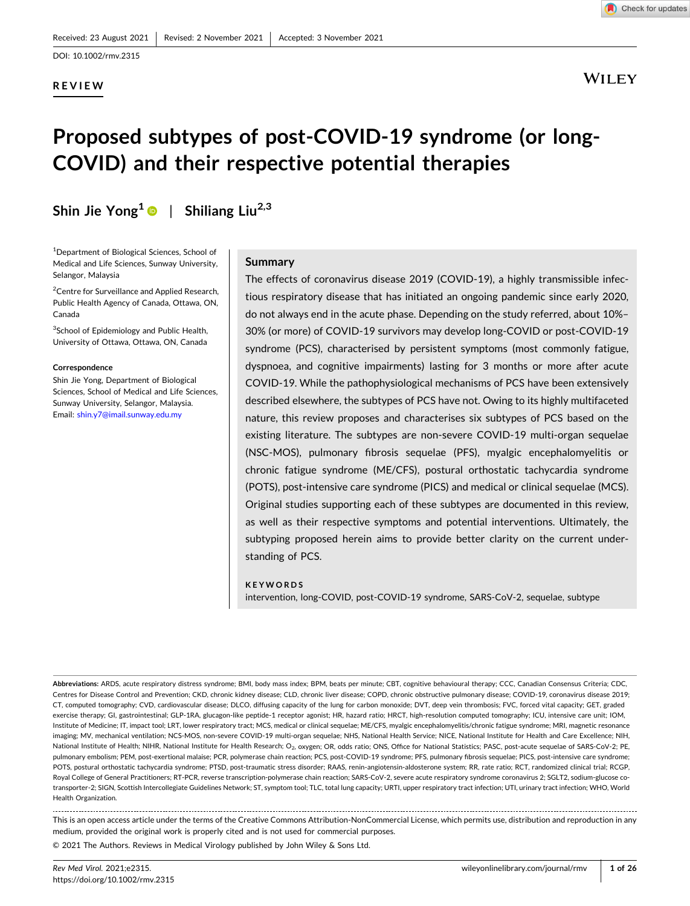Received: 23 August 2021 | Revised: 2 November 2021 | Accepted: 3 November 2021

DOI: 10.1002/rmv.2315

**REVIEW**

# Proposed subtypes of post-COVID-19 syndrome (or long-COVID) and their respective potential therapies

**Shin Jie Yong[1] | Shiliang Liu[2,3]**

[1]Department of Biological Sciences, School of Medical and Life Sciences, Sunway University, Selangor, Malaysia

[2]Centre for Surveillance and Applied Research, Public Health Agency of Canada, Ottawa, ON, Canada

[3]School of Epidemiology and Public Health, University of Ottawa, Ottawa, ON, Canada

**Correspondence**

Shin Jie Yong, Department of Biological Sciences, School of Medical and Life Sciences, Sunway University, Selangor, Malaysia.
Email: shin.y7@imail.sunway.edu.my

## Summary

The effects of coronavirus disease 2019 (COVID-19), a highly transmissible infectious respiratory disease that has initiated an ongoing pandemic since early 2020, do not always end in the acute phase. Depending on the study referred, about 10%–30% (or more) of COVID-19 survivors may develop long-COVID or post-COVID-19 syndrome (PCS), characterised by persistent symptoms (most commonly fatigue, dyspnoea, and cognitive impairments) lasting for 3 months or more after acute COVID-19. While the pathophysiological mechanisms of PCS have been extensively described elsewhere, the subtypes of PCS have not. Owing to its highly multifaceted nature, this review proposes and characterises six subtypes of PCS based on the existing literature. The subtypes are non-severe COVID-19 multi-organ sequelae (NSC-MOS), pulmonary fibrosis sequelae (PFS), myalgic encephalomyelitis or chronic fatigue syndrome (ME/CFS), postural orthostatic tachycardia syndrome (POTS), post-intensive care syndrome (PICS) and medical or clinical sequelae (MCS). Original studies supporting each of these subtypes are documented in this review, as well as their respective symptoms and potential interventions. Ultimately, the subtyping proposed herein aims to provide better clarity on the current understanding of PCS.

**KEYWORDS**

intervention, long-COVID, post-COVID-19 syndrome, SARS-CoV-2, sequelae, subtype

---

**Abbreviations:** ARDS, acute respiratory distress syndrome; BMI, body mass index; BPM, beats per minute; CBT, cognitive behavioural therapy; CCC, Canadian Consensus Criteria; CDC, Centres for Disease Control and Prevention; CKD, chronic kidney disease; CLD, chronic liver disease; COPD, chronic obstructive pulmonary disease; COVID-19, coronavirus disease 2019; CT, computed tomography; CVD, cardiovascular disease; DLCO, diffusing capacity of the lung for carbon monoxide; DVT, deep vein thrombosis; FVC, forced vital capacity; GET, graded exercise therapy; GI, gastrointestinal; GLP-1RA, glucagon-like peptide-1 receptor agonist; HR, hazard ratio; HRCT, high-resolution computed tomography; ICU, intensive care unit; IOM, Institute of Medicine; IT, impact tool; LRT, lower respiratory tract; MCS, medical or clinical sequelae; ME/CFS, myalgic encephalomyelitis/chronic fatigue syndrome; MRI, magnetic resonance imaging; MV, mechanical ventilation; NCS-MOS, non-severe COVID-19 multi-organ sequelae; NHS, National Health Service; NICE, National Institute for Health and Care Excellence; NIH, National Institute of Health; NIHR, National Institute for Health Research; $O_2$, oxygen; OR, odds ratio; ONS, Office for National Statistics; PASC, post-acute sequelae of SARS-CoV-2; PE, pulmonary embolism; PEM, post-exertional malaise; PCR, polymerase chain reaction; PCS, post-COVID-19 syndrome; PFS, pulmonary fibrosis sequelae; PICS, post-intensive care syndrome; POTS, postural orthostatic tachycardia syndrome; PTSD, post-traumatic stress disorder; RAAS, renin-angiotensin-aldosterone system; RR, rate ratio; RCT, randomized clinical trial; RCGP, Royal College of General Practitioners; RT-PCR, reverse transcription-polymerase chain reaction; SARS-CoV-2, severe acute respiratory syndrome coronavirus 2; SGLT2, sodium-glucose co-transporter-2; SIGN, Scottish Intercollegiate Guidelines Network; ST, symptom tool; TLC, total lung capacity; URTI, upper respiratory tract infection; UTI, urinary tract infection; WHO, World Health Organization.

---

This is an open access article under the terms of the Creative Commons Attribution-NonCommercial License, which permits use, distribution and reproduction in any medium, provided the original work is properly cited and is not used for commercial purposes.

© 2021 The Authors. Reviews in Medical Virology published by John Wiley & Sons Ltd.

Rev Med Virol. 2021;e2315.
https://doi.org/10.1002/rmv.2315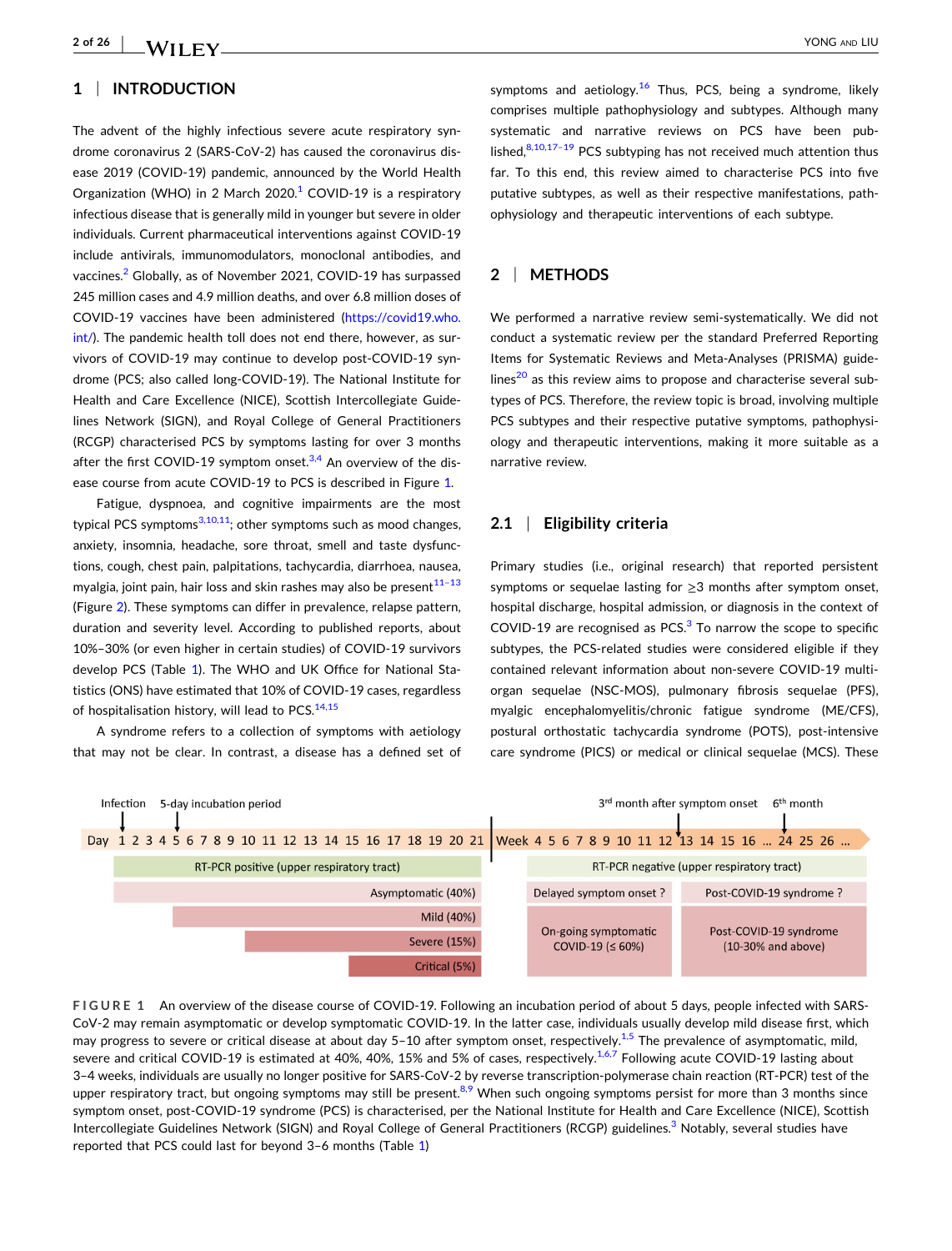## 1 | INTRODUCTION

The advent of the highly infectious severe acute respiratory syndrome coronavirus 2 (SARS-CoV-2) has caused the coronavirus disease 2019 (COVID-19) pandemic, announced by the World Health Organization (WHO) in 2 March 2020.[1] COVID-19 is a respiratory infectious disease that is generally mild in younger but severe in older individuals. Current pharmaceutical interventions against COVID-19 include antivirals, immunomodulators, monoclonal antibodies, and vaccines.[2] Globally, as of November 2021, COVID-19 has surpassed 245 million cases and 4.9 million deaths, and over 6.8 million doses of COVID-19 vaccines have been administered (https://covid19.who.int/). The pandemic health toll does not end there, however, as survivors of COVID-19 may continue to develop post-COVID-19 syndrome (PCS; also called long-COVID-19). The National Institute for Health and Care Excellence (NICE), Scottish Intercollegiate Guidelines Network (SIGN), and Royal College of General Practitioners (RCGP) characterised PCS by symptoms lasting for over 3 months after the first COVID-19 symptom onset.[3,4] An overview of the disease course from acute COVID-19 to PCS is described in Figure 1.

Fatigue, dyspnoea, and cognitive impairments are the most typical PCS symptoms[3,10,11]; other symptoms such as mood changes, anxiety, insomnia, headache, sore throat, smell and taste dysfunctions, cough, chest pain, palpitations, tachycardia, diarrhoea, nausea, myalgia, joint pain, hair loss and skin rashes may also be present[11–13] (Figure 2). These symptoms can differ in prevalence, relapse pattern, duration and severity level. According to published reports, about 10%–30% (or even higher in certain studies) of COVID-19 survivors develop PCS (Table 1). The WHO and UK Office for National Statistics (ONS) have estimated that 10% of COVID-19 cases, regardless of hospitalisation history, will lead to PCS.[14,15]

A syndrome refers to a collection of symptoms with aetiology that may not be clear. In contrast, a disease has a defined set of symptoms and aetiology.[16] Thus, PCS, being a syndrome, likely comprises multiple pathophysiology and subtypes. Although many systematic and narrative reviews on PCS have been published,[8,10,17–19] PCS subtyping has not received much attention thus far. To this end, this review aimed to characterise PCS into five putative subtypes, as well as their respective manifestations, pathophysiology and therapeutic interventions of each subtype.

## 2 | METHODS

We performed a narrative review semi-systematically. We did not conduct a systematic review per the standard Preferred Reporting Items for Systematic Reviews and Meta-Analyses (PRISMA) guidelines[20] as this review aims to propose and characterise several subtypes of PCS. Therefore, the review topic is broad, involving multiple PCS subtypes and their respective putative symptoms, pathophysiology and therapeutic interventions, making it more suitable as a narrative review.

### 2.1 | Eligibility criteria

Primary studies (i.e., original research) that reported persistent symptoms or sequelae lasting for ≥3 months after symptom onset, hospital discharge, hospital admission, or diagnosis in the context of COVID-19 are recognised as PCS.[3] To narrow the scope to specific subtypes, the PCS-related studies were considered eligible if they contained relevant information about non-severe COVID-19 multi-organ sequelae (NSC-MOS), pulmonary fibrosis sequelae (PFS), myalgic encephalomyelitis/chronic fatigue syndrome (ME/CFS), postural orthostatic tachycardia syndrome (POTS), post-intensive care syndrome (PICS) or medical or clinical sequelae (MCS). These

| Infection | 5-day incubation period | | 3rd month after symptom onset | 6th month |
|---|---|---|---|---|
| Day 1 2 3 4 5 6 7 8 9 10 11 12 13 14 15 16 17 18 19 20 21 | | Week 4 5 6 7 8 9 10 11 12 13 14 15 16 ... 24 25 26 ... | | |
| RT-PCR positive (upper respiratory tract) | | RT-PCR negative (upper respiratory tract) | | |
| Asymptomatic (40%) | | Delayed symptom onset ? | Post-COVID-19 syndrome ? | |
| Mild (40%) | | On-going symptomatic COVID-19 (≤ 60%) | Post-COVID-19 syndrome (10-30% and above) | |
| Severe (15%) | | | | |
| Critical (5%) | | | | |

FIGURE 1 An overview of the disease course of COVID-19. Following an incubation period of about 5 days, people infected with SARS-CoV-2 may remain asymptomatic or develop symptomatic COVID-19. In the latter case, individuals usually develop mild disease first, which may progress to severe or critical disease at about day 5–10 after symptom onset, respectively.[1,5] The prevalence of asymptomatic, mild, severe and critical COVID-19 is estimated at 40%, 40%, 15% and 5% of cases, respectively.[1,6,7] Following acute COVID-19 lasting about 3–4 weeks, individuals are usually no longer positive for SARS-CoV-2 by reverse transcription-polymerase chain reaction (RT-PCR) test of the upper respiratory tract, but ongoing symptoms may still be present.[8,9] When such ongoing symptoms persist for more than 3 months since symptom onset, post-COVID-19 syndrome (PCS) is characterised, per the National Institute for Health and Care Excellence (NICE), Scottish Intercollegiate Guidelines Network (SIGN) and Royal College of General Practitioners (RCGP) guidelines.[3] Notably, several studies have reported that PCS could last for beyond 3–6 months (Table 1)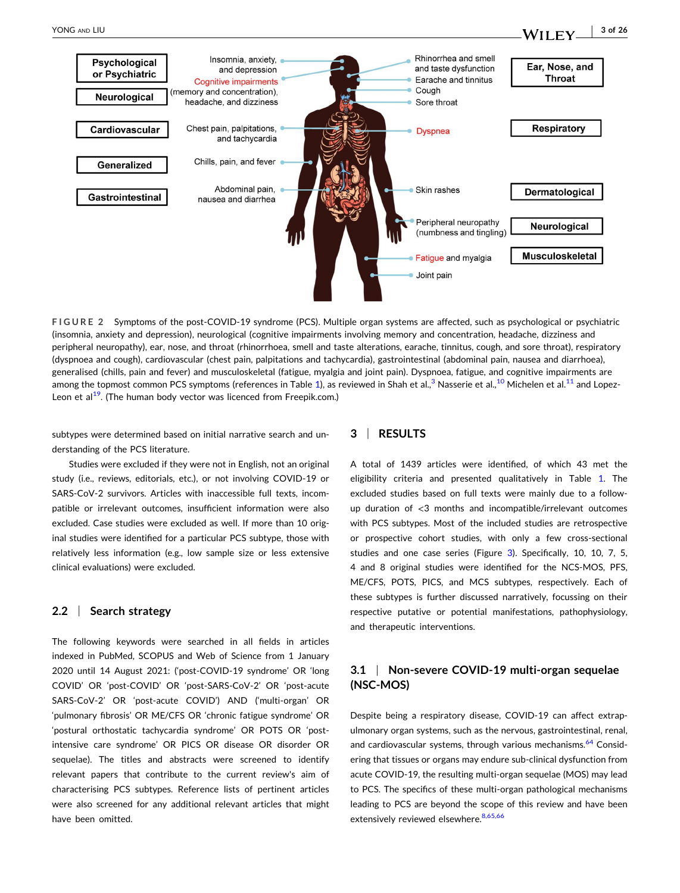**FIGURE 2** Symptoms of the post-COVID-19 syndrome (PCS). Multiple organ systems are affected, such as psychological or psychiatric (insomnia, anxiety and depression), neurological (cognitive impairments involving memory and concentration, headache, dizziness and peripheral neuropathy), ear, nose, and throat (rhinorrhoea, smell and taste alterations, earache, tinnitus, cough, and sore throat), respiratory (dyspnoea and cough), cardiovascular (chest pain, palpitations and tachycardia), gastrointestinal (abdominal pain, nausea and diarrhoea), generalised (chills, pain and fever) and musculoskeletal (fatigue, myalgia and joint pain). Dyspnoea, fatigue, and cognitive impairments are among the topmost common PCS symptoms (references in Table 1), as reviewed in Shah et al.,[3] Nasserie et al.,[10] Michelen et al.[11] and Lopez-Leon et al[19]. (The human body vector was licenced from Freepik.com.)

subtypes were determined based on initial narrative search and understanding of the PCS literature.

Studies were excluded if they were not in English, not an original study (i.e., reviews, editorials, etc.), or not involving COVID-19 or SARS-CoV-2 survivors. Articles with inaccessible full texts, incompatible or irrelevant outcomes, insufficient information were also excluded. Case studies were excluded as well. If more than 10 original studies were identified for a particular PCS subtype, those with relatively less information (e.g., low sample size or less extensive clinical evaluations) were excluded.

### 2.2 | Search strategy

The following keywords were searched in all fields in articles indexed in PubMed, SCOPUS and Web of Science from 1 January 2020 until 14 August 2021: ('post-COVID-19 syndrome' OR 'long COVID' OR 'post-COVID' OR 'post-SARS-CoV-2' OR 'post-acute SARS-CoV-2' OR 'post-acute COVID') AND ('multi-organ' OR 'pulmonary fibrosis' OR ME/CFS OR 'chronic fatigue syndrome' OR 'postural orthostatic tachycardia syndrome' OR POTS OR 'post-intensive care syndrome' OR PICS OR disease OR disorder OR sequelae). The titles and abstracts were screened to identify relevant papers that contribute to the current review's aim of characterising PCS subtypes. Reference lists of pertinent articles were also screened for any additional relevant articles that might have been omitted.

## 3 | RESULTS

A total of 1439 articles were identified, of which 43 met the eligibility criteria and presented qualitatively in Table 1. The excluded studies based on full texts were mainly due to a follow-up duration of <3 months and incompatible/irrelevant outcomes with PCS subtypes. Most of the included studies are retrospective or prospective cohort studies, with only a few cross-sectional studies and one case series (Figure 3). Specifically, 10, 10, 7, 5, 4 and 8 original studies were identified for the NCS-MOS, PFS, ME/CFS, POTS, PICS, and MCS subtypes, respectively. Each of these subtypes is further discussed narratively, focussing on their respective putative or potential manifestations, pathophysiology, and therapeutic interventions.

### 3.1 | Non-severe COVID-19 multi-organ sequelae (NSC-MOS)

Despite being a respiratory disease, COVID-19 can affect extrapulmonary organ systems, such as the nervous, gastrointestinal, renal, and cardiovascular systems, through various mechanisms.[64] Considering that tissues or organs may endure sub-clinical dysfunction from acute COVID-19, the resulting multi-organ sequelae (MOS) may lead to PCS. The specifics of these multi-organ pathological mechanisms leading to PCS are beyond the scope of this review and have been extensively reviewed elsewhere.[8,65,66]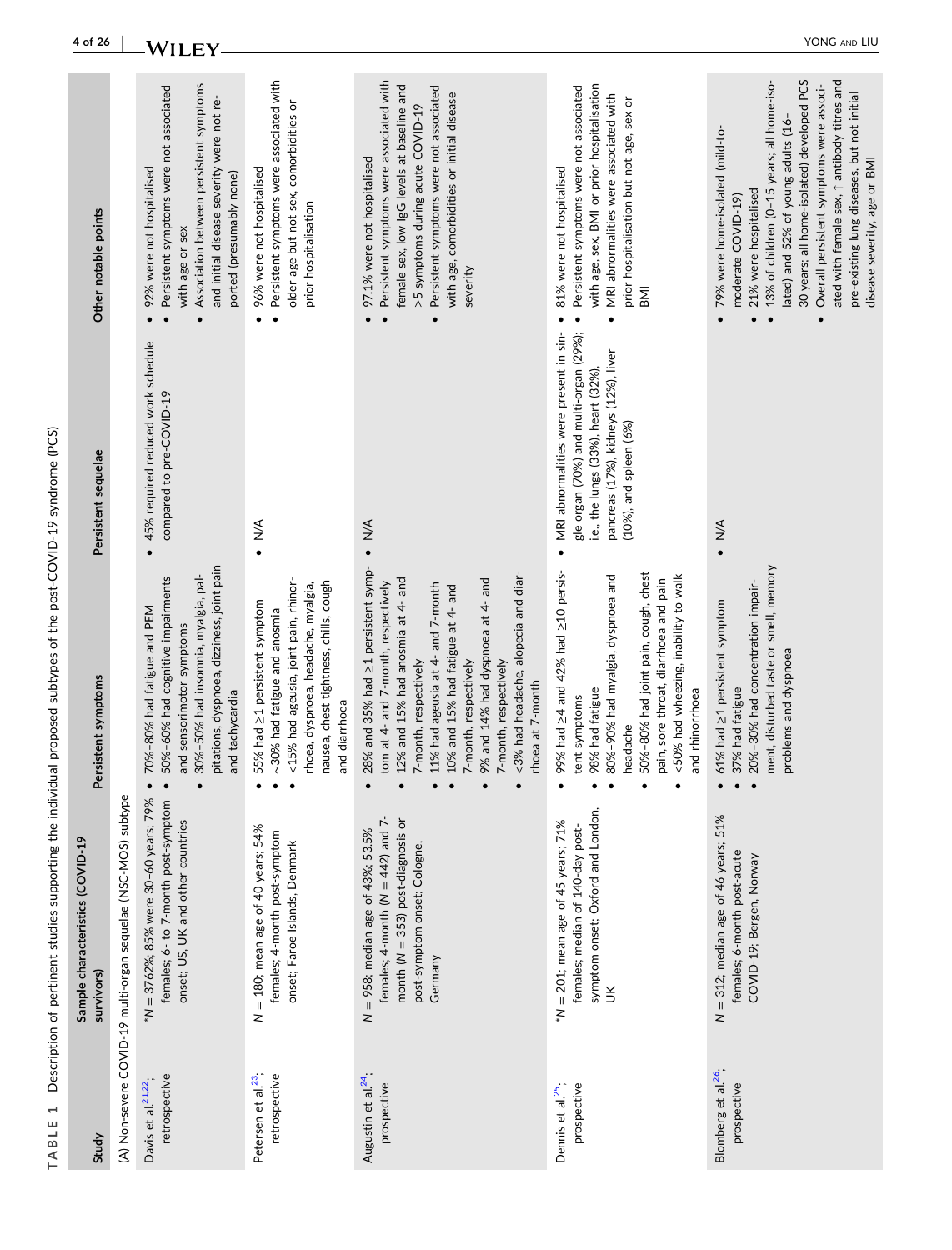**TABLE 1** Description of pertinent studies supporting the individual proposed subtypes of the post-COVID-19 syndrome (PCS)

| Study | Sample characteristics (COVID-19 survivors) | Persistent symptoms | Persistent sequelae | Other notable points |
|---|---|---|---|---|
| (A) Non-severe COVID-19 multi-organ sequelae (NSC-MOS) subtype | | | | |
| Davis et al.[21,22]; retrospective | *N = 3762%; 85% were 30–60 years; 79% females; 6- to 7-month post-symptom onset; US, UK and other countries | • 70%–80% had fatigue and PEM<br>• 50%–60% had cognitive impairments and sensorimotor symptoms<br>• 30%–50% had insomnia, myalgia, palpitations, dyspnoea, dizziness, joint pain and tachycardia | • 45% required reduced work schedule compared to pre-COVID-19 | • 92% were not hospitalised<br>• Persistent symptoms were not associated with age or sex<br>• Association between persistent symptoms and initial disease severity were not reported (presumably none) |
| Petersen et al.[23]; retrospective | N = 180; mean age of 40 years; 54% females; 4-month post-symptom onset; Faroe Islands, Denmark | • 55% had ≥1 persistent symptom<br>• ~30% had fatigue and anosmia<br>• <15% had ageusia, joint pain, rhinorrhoea, dyspnoea, headache, myalgia, nausea, chest tightness, chills, cough and diarrhoea | • N/A | • 96% were not hospitalised<br>• Persistent symptoms were associated with older age but not sex, comorbidities or prior hospitalisation |
| Augustin et al.[24]; prospective | N = 958; median age of 43%; 53.5% females; 4-month (N = 442) and 7-month (N = 353) post-diagnosis or post-symptom onset; Cologne, Germany | • 28% and 35% had ≥1 persistent symptom at 4- and 7-month, respectively<br>• 12% and 15% had anosmia at 4- and 7-month, respectively<br>• 11% had ageusia at 4- and 7-month<br>• 10% and 15% had fatigue at 4- and 7-month, respectively<br>• 9% and 14% had dyspnoea at 4- and 7-month, respectively<br>• <3% had headache, alopecia and diarrhoea at 7-month | • N/A | • 97.1% were not hospitalised<br>• Persistent symptoms were associated with female sex, low IgG levels at baseline and ≥5 symptoms during acute COVID-19<br>• Persistent symptoms were not associated with age, comorbidities or initial disease severity |
| Dennis et al.[25]; prospective | *N = 201; mean age of 45 years; 71% females; median of 140-day post-symptom onset; Oxford and London, UK | • 99% had ≥4 and 42% had ≥10 persistent symptoms<br>• 98% had fatigue<br>• 80%–90% had myalgia, dyspnoea and headache<br>• 50%–80% had joint pain, cough, chest pain, sore throat, diarrhoea and pain<br>• <50% had wheezing, inability to walk and rhinorrhoea | • MRI abnormalities were present in single organ (70%) and multi-organ (29%); i.e., the lungs (33%), heart (32%), pancreas (17%), kidneys (12%), liver (10%), and spleen (6%) | • 81% were not hospitalised<br>• Persistent symptoms were not associated with age, sex, BMI or prior hospitalisation<br>• MRI abnormalities were associated with prior hospitalisation but not age, sex or BMI |
| Blomberg et al.[26]; prospective | N = 312; median age of 46 years; 51% females; 6-month post-acute COVID-19; Bergen, Norway | • 61% had ≥1 persistent symptom<br>• 37% had fatigue<br>• 20%–30% had concentration impairment, disturbed taste or smell, memory problems and dyspnoea | • N/A | • 79% were home-isolated (mild-to-moderate COVID-19)<br>• 21% were hospitalised<br>• 13% of children (0–15 years; all home-isolated) and 52% of young adults (16–30 years; all home-isolated) developed PCS<br>• Overall persistent symptoms were associated with female sex, ↑ antibody titres and pre-existing lung diseases, but not initial disease severity, age or BMI |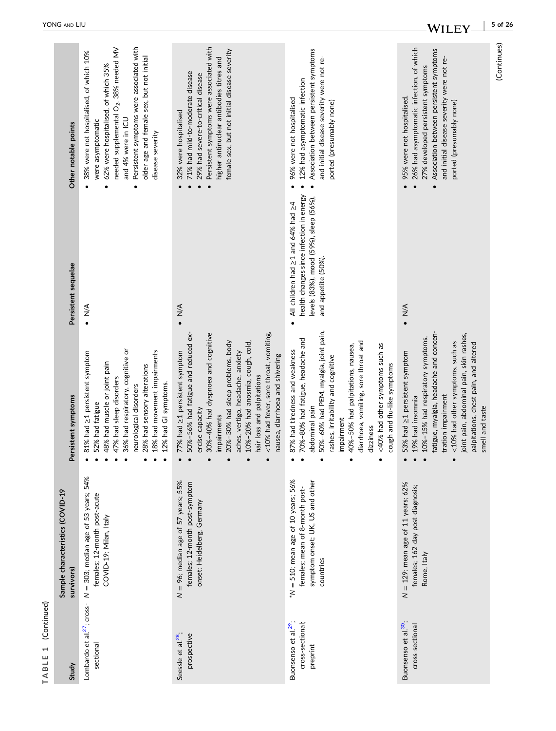**TABLE 1** (Continued)

| Study | Sample characteristics (COVID-19 survivors) | Persistent symptoms | Persistent sequelae | Other notable points |
|---|---|---|---|---|
| Lombardo et al.[27]; cross-sectional | N = 303; median age of 53 years; 54% females; 12-month post-acute COVID-19; Milan, Italy | • 81% had ≥1 persistent symptom<br>• 52% had fatigue<br>• 48% had muscle or joint pain<br>• 47% had sleep disorders<br>• 36% had respiratory, cognitive or neurological disorders<br>• 28% had sensory alterations<br>• 18% had movement impairments<br>• 12% had GI symptoms. | • N/A | • 38% were not hospitalised, of which 10% were asymptomatic<br>• 62% were hospitalised, of which 35% needed supplemental $O_2$, 38% needed MV and 4% were in ICU<br>• Persistent symptoms were associated with older age and female sex, but not initial disease severity |
| Seessle et al.[28]; prospective | N = 96; median age of 57 years; 55% females; 12-month post-symptom onset; Heidelberg, Germany | • 77% had ≥1 persistent symptom<br>• 50%–56% had fatigue and reduced exercise capacity<br>• 30%–40% had dyspnoea and cognitive impairments<br>• 20%–30% had sleep problems, body aches, vertigo, headache, anxiety<br>• 10%–20% had anosmia, cough, cold, hair loss and palpitations<br>• <10% had fever, sore throat, vomiting, nausea, diarrhoea and shivering | • N/A | • 32% were hospitalised<br>• 71% had mild-to-moderate disease<br>• 29% had severe-to-critical disease<br>• Persistent symptoms were associated with higher antinuclear antibodies titres and female sex, but not initial disease severity |
| Buonsenso et al.[29]; cross-sectional; preprint | *N = 510; mean age of 10 years; 56% females; mean of 8-month post-symptom onset; UK, US and other countries | • 87% had tiredness and weakness<br>• 70%–80% had fatigue, headache and abdominal pain<br>• 50%–60% had PEM, myalgia, joint pain, rashes, irritability and cognitive impairment<br>• 40%–50% had palpitations, nausea, diarrhoea, vomiting, sore throat and dizziness<br>• <40% had other symptoms such as cough and flu-like symptoms | • All children had ≥1 and 64% had ≥4 health changes since infection in energy levels (83%), mood (59%), sleep (56%), and appetite (50%). | • 96% were not hospitalised<br>• 12% had asymptomatic infection<br>• Association between persistent symptoms and initial disease severity were not reported (presumably none) |
| Buonsenso et al.[30]; cross-sectional | N = 129; mean age of 11 years; 62% females; 162-day post-diagnosis; Rome, Italy | • 53% had ≥1 persistent symptom<br>• 19% had insomnia<br>• 10%–15% had respiratory symptoms, fatigue, myalgia, headache and concentration impairment<br>• <10% had other symptoms, such as joint pain, abdominal pain, skin rashes, palpitations, chest pain, and altered smell and taste | • N/A | • 95% were not hospitalised.<br>• 26% had asymptomatic infection, of which 27% developed persistent symptoms<br>• Association between persistent symptoms and initial disease severity were not reported (presumably none) |

(Continues)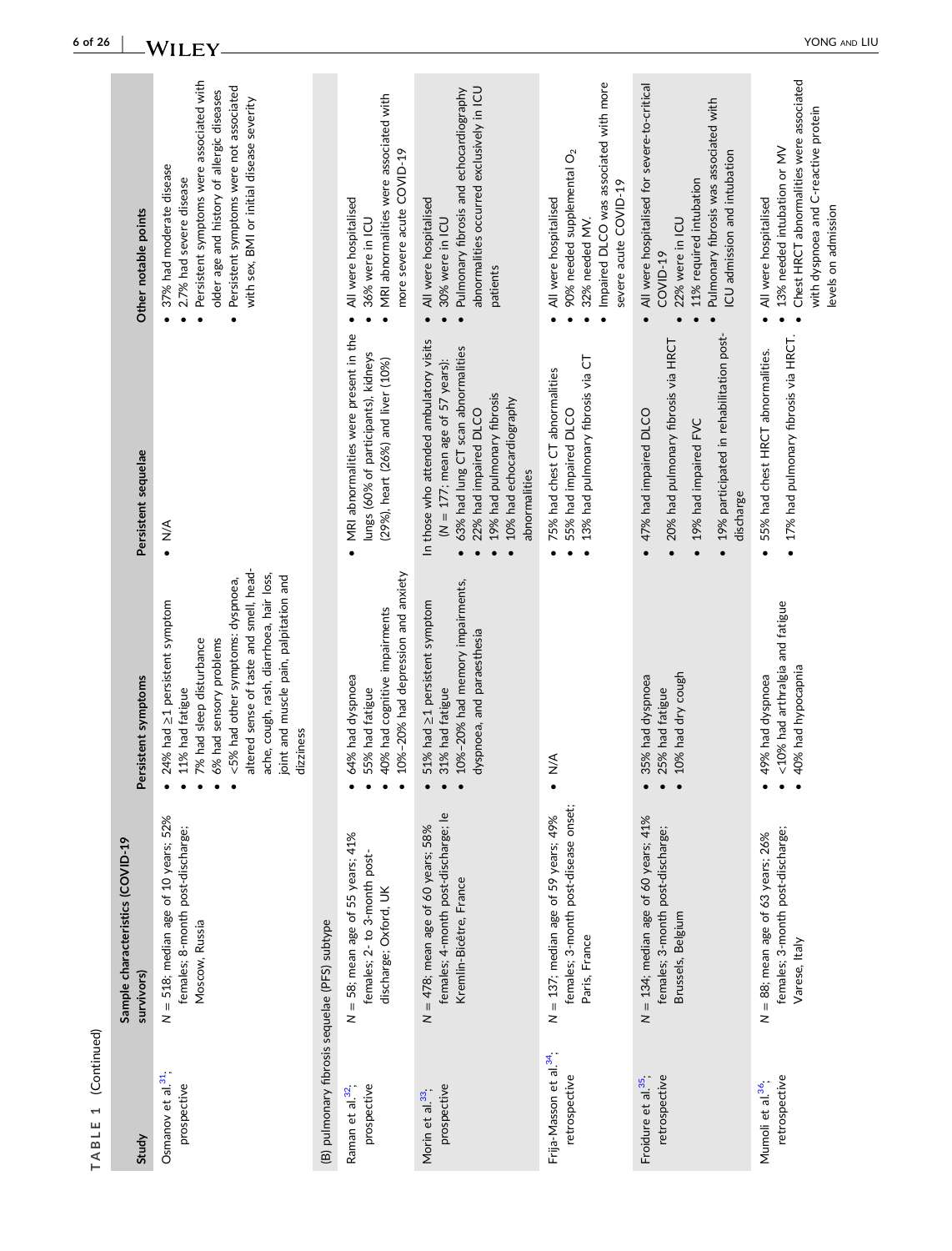TABLE 1 (Continued)

| Study | Sample characteristics (COVID-19 survivors) | Persistent symptoms | Persistent sequelae | Other notable points |
|---|---|---|---|---|
| Osmanov et al.[31]; prospective | N = 518; median age of 10 years; 52% females; 8-month post-discharge; Moscow, Russia | • 24% had ≥1 persistent symptom<br>• 11% had fatigue<br>• 7% had sleep disturbance<br>• 6% had sensory problems<br>• <5% had other symptoms: dyspnoea, altered sense of taste and smell, headache, cough, rash, diarrhoea, hair loss, joint and muscle pain, palpitation and dizziness | • N/A | • 37% had moderate disease<br>• 2.7% had severe disease<br>• Persistent symptoms were associated with older age and history of allergic diseases<br>• Persistent symptoms were not associated with sex, BMI or initial disease severity |
| (B) pulmonary fibrosis sequelae (PFS) subtype | | | | |
| Raman et al.[32]; prospective | N = 58; mean age of 55 years; 41% females; 2- to 3-month post-discharge; Oxford, UK | • 64% had dyspnoea<br>• 55% had fatigue<br>• 40% had cognitive impairments<br>• 10%–20% had depression and anxiety | • MRI abnormalities were present in the lungs (60% of participants), kidneys (29%), heart (26%) and liver (10%) | • All were hospitalised<br>• 36% were in ICU<br>• MRI abnormalities were associated with more severe acute COVID-19 |
| Morin et al.[33]; prospective | N = 478; mean age of 60 years; 58% females; 4-month post-discharge; le Kremlin-Bicêtre, France | • 51% had ≥1 persistent symptom<br>• 31% had fatigue<br>• 10%–20% had memory impairments, dyspnoea, and paraesthesia | In those who attended ambulatory visits (N = 177; mean age of 57 years):<br>• 63% had lung CT scan abnormalities<br>• 22% had impaired DLCO<br>• 19% had pulmonary fibrosis<br>• 10% had echocardiography abnormalities | • All were hospitalised<br>• 30% were in ICU<br>• Pulmonary fibrosis and echocardiography abnormalities occurred exclusively in ICU patients |
| Frija-Masson et al.[34]; retrospective | N = 137; median age of 59 years; 49% females; 3-month post-disease onset; Paris, France | • N/A | • 75% had chest CT abnormalities<br>• 55% had impaired DLCO<br>• 13% had pulmonary fibrosis via CT | • All were hospitalised<br>• 90% needed supplemental $O_2$<br>• 32% needed MV.<br>• Impaired DLCO was associated with more severe acute COVID-19 |
| Froidure et al.[35]; retrospective | N = 134; median age of 60 years; 41% females; 3-month post-discharge; Brussels, Belgium | • 35% had dyspnoea<br>• 25% had fatigue<br>• 10% had dry cough | • 47% had impaired DLCO<br>• 20% had pulmonary fibrosis via HRCT<br>• 19% had impaired FVC<br>• 19% participated in rehabilitation post-discharge | • All were hospitalised for severe-to-critical COVID-19<br>• 22% were in ICU<br>• 11% required intubation<br>• Pulmonary fibrosis was associated with ICU admission and intubation |
| Mumoli et al.[36]; retrospective | N = 88; mean age of 63 years; 26% females; 3-month post-discharge; Varese, Italy | • 49% had dyspnoea<br>• <10% had arthralgia and fatigue<br>• 40% had hypocapnia | • 55% had chest HRCT abnormalities.<br>• 17% had pulmonary fibrosis via HRCT. | • All were hospitalised<br>• 13% needed intubation or MV<br>• Chest HRCT abnormalities were associated with dyspnoea and C-reactive protein levels on admission |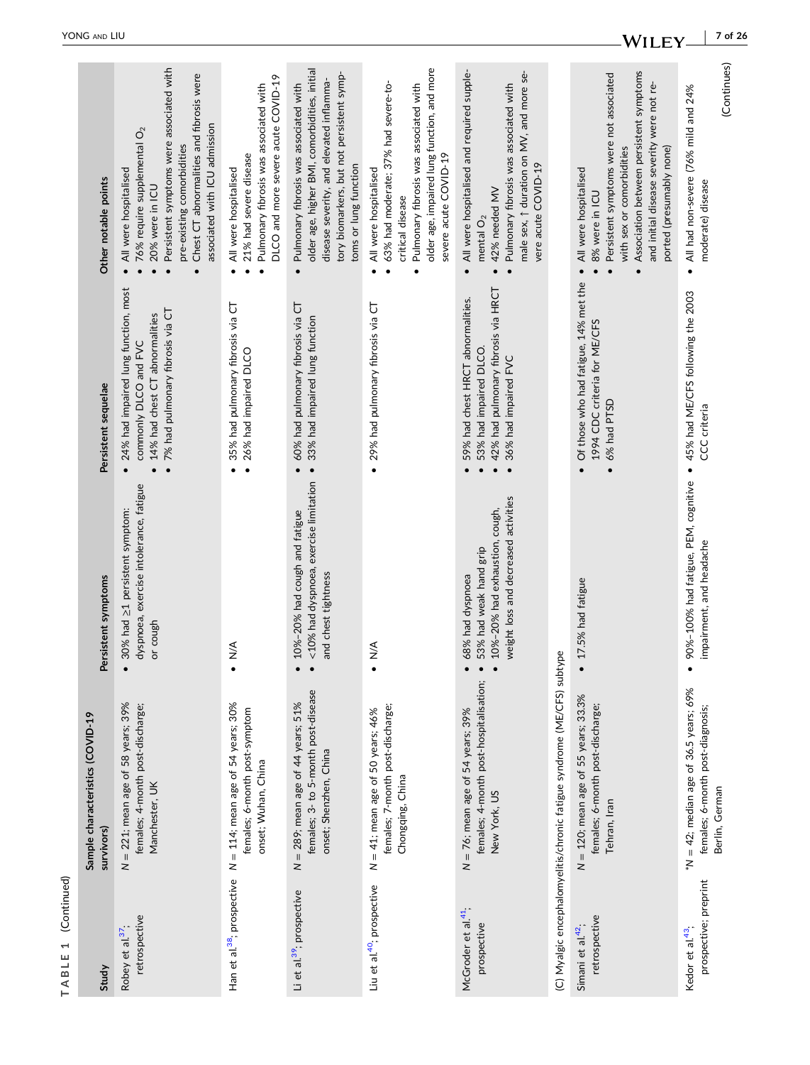**TABLE 1** (Continued)

| Study | Sample characteristics (COVID-19 survivors) | Persistent symptoms | Persistent sequelae | Other notable points |
|---|---|---|---|---|
| Robey et al.[37]; retrospective | N = 221; mean age of 58 years; 39% females; 4-month post-discharge; Manchester, UK | • 30% had ≥1 persistent symptom: dyspnoea, exercise intolerance, fatigue or cough | • 24% had impaired lung function, most commonly DLCO and FVC<br>• 14% had chest CT abnormalities<br>• 7% had pulmonary fibrosis via CT | • All were hospitalised<br>• 76% require supplemental $O_2$<br>• 20% were in ICU<br>• Persistent symptoms were associated with pre-existing comorbidities<br>• Chest CT abnormalities and fibrosis were associated with ICU admission |
| Han et al.[38]; prospective | N = 114; mean age of 54 years; 30% females; 6-month post-symptom onset; Wuhan, China | • N/A | • 35% had pulmonary fibrosis via CT<br>• 26% had impaired DLCO | • All were hospitalised<br>• 21% had severe disease<br>• Pulmonary fibrosis was associated with DLCO and more severe acute COVID-19 |
| Li et al.[39]; prospective | N = 289; mean age of 44 years; 51% females; 3- to 5-month post-disease onset; Shenzhen, China | • 10%–20% had cough and fatigue<br>• <10% had dyspnoea, exercise limitation and chest tightness | • 60% had pulmonary fibrosis via CT<br>• 33% had impaired lung function | • Pulmonary fibrosis was associated with older age, higher BMI, comorbidities, initial disease severity, and elevated inflammatory biomarkers, but not persistent symptoms or lung function |
| Liu et al.[40]; prospective | N = 41; mean age of 50 years; 46% females; 7-month post-discharge; Chongqing, China | • N/A | • 29% had pulmonary fibrosis via CT | • All were hospitalised<br>• 63% had moderate; 37% had severe-to-critical disease<br>• Pulmonary fibrosis was associated with older age, impaired lung function, and more severe acute COVID-19 |
| McGroder et al.[41]; prospective | N = 76; mean age of 54 years; 39% females; 4-month post-hospitalisation; New York, US | • 68% had dyspnoea<br>• 53% had weak hand grip<br>• 10%–20% had exhaustion, cough, weight loss and decreased activities | • 59% had chest HRCT abnormalities.<br>• 53% had impaired DLCO.<br>• 42% had pulmonary fibrosis via HRCT<br>• 36% had impaired FVC | • All were hospitalised and required supplemental $O_2$<br>• 42% needed MV<br>• Pulmonary fibrosis was associated with male sex, ↑ duration on MV, and more severe acute COVID-19 |
| (C) Myalgic encephalomyelitis/chronic fatigue syndrome (ME/CFS) subtype | | | | |
| Simani et al.[42]; retrospective | N = 120; mean age of 55 years; 33.3% females; 6-month post-discharge; Tehran, Iran | • 17.5% had fatigue | • Of those who had fatigue, 14% met the 1994 CDC criteria for ME/CFS<br>• 6% had PTSD | • All were hospitalised<br>• 8% were in ICU<br>• Persistent symptoms were not associated with sex or comorbidities<br>• Association between persistent symptoms and initial disease severity were not reported (presumably none) |
| Kedor et al.[43]; prospective; preprint | *N = 42; median age of 36.5 years; 69% females; 6-month post-diagnosis; Berlin, German | • 90%–100% had fatigue, PEM, cognitive impairment, and headache | • 45% had ME/CFS following the 2003 CCC criteria | • All had non-severe (76% mild and 24% moderate) disease |

(Continues)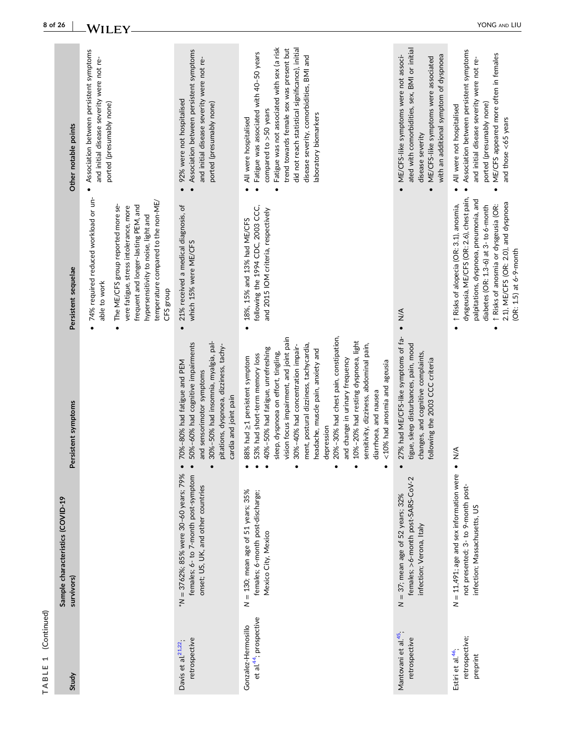TABLE 1 (Continued)

| Study | Sample characteristics (COVID-19 survivors) | Persistent symptoms | Persistent sequelae | Other notable points |
|---|---|---|---|---|
| | | | • 74% required reduced workload or unable to work<br>• The ME/CFS group reported more severe fatigue, stress intolerance, more frequent and longer-lasting PEM, and hypersensitivity to noise, light and temperature compared to the non-ME/CFS group | • Association between persistent symptoms and initial disease severity were not reported (presumably none) |
| Davis et al.[21,22]; retrospective | *N = 3762%; 85% were 30–60 years; 79% females; 6- to 7-month post-symptom onset; US, UK, and other countries | • 70%–80% had fatigue and PEM<br>• 50%–60% had cognitive impairments and sensorimotor symptoms<br>• 30%–50% had insomnia, myalgia, palpitations, dyspnoea, dizziness, tachycardia and joint pain | • 21% received a medical diagnosis, of which 15% were ME/CFS | • 92% were not hospitalised<br>• Association between persistent symptoms and initial disease severity were not reported (presumably none) |
| Gonzalez-Hermosillo et al.[44]; prospective | N = 130; mean age of 51 years; 35% females; 6-month post-discharge; Mexico City, Mexico | • 88% had ≥1 persistent symptom<br>• 53% had short-term memory loss<br>• 40%–50% had fatigue, unrefreshing sleep, dyspnoea on effort, tingling, vision focus impairment, and joint pain<br>• 30%–40% had concentration impairment, postural dizziness, tachycardia, headache, muscle pain, anxiety and depression<br>• 20%–30% had chest pain, constipation, and change in urinary frequency<br>• 10%–20% had resting dyspnoea, light sensitivity, dizziness, abdominal pain, diarrhoea, and nausea<br>• <10% had anosmia and ageusia | • 18%, 15% and 13% had ME/CFS following the 1994 CDC, 2003 CCC, and 2015 IOM criteria, respectively | • All were hospitalised<br>• Fatigue was associated with 40–50 years compared to >50 years<br>• Fatigue was not associated with sex (a risk trend towards female sex was present but did not reach statistical significance), initial disease severity, comorbidities, BMI and laboratory biomarkers |
| Mantovani et al.[45]; retrospective | N = 37; mean age of 52 years; 32% females; >6-month post-SARS-CoV-2 infection; Verona, Italy | • 27% had ME/CFS-like symptoms of fatigue, sleep disturbances, pain, mood changes, and cognitive complaints, following the 2003 CCC criteria | • N/A | • ME/CFS-like symptoms were not associated with comorbidities, sex, BMI or initial disease severity<br>• ME/CFS-like symptoms were associated with an additional symptom of dyspnoea |
| Estiri et al.[46]; retrospective; preprint | N = 11,491; age and sex information were not presented; 3- to 9-month post-infection; Massachusetts, US | • N/A | • ↑ Risks of alopecia (OR: 3.1), anosmia, dysgeusia, ME/CFS (OR: 2.6), chest pain, palpitations, dyspnoea, pneumonia, and diabetes (OR: 1.3-6) at 3- to 6-month<br>• ↑ Risks of anosmia or dysgeusia (OR: 2.1), ME/CFS (OR: 2.0), and dyspnoea (OR: 1.5) at 6-9-month | • All were not hospitalised<br>• Association between persistent symptoms and initial disease severity were not reported (presumably none)<br>• ME/CFS appeared more often in females and those <65 years |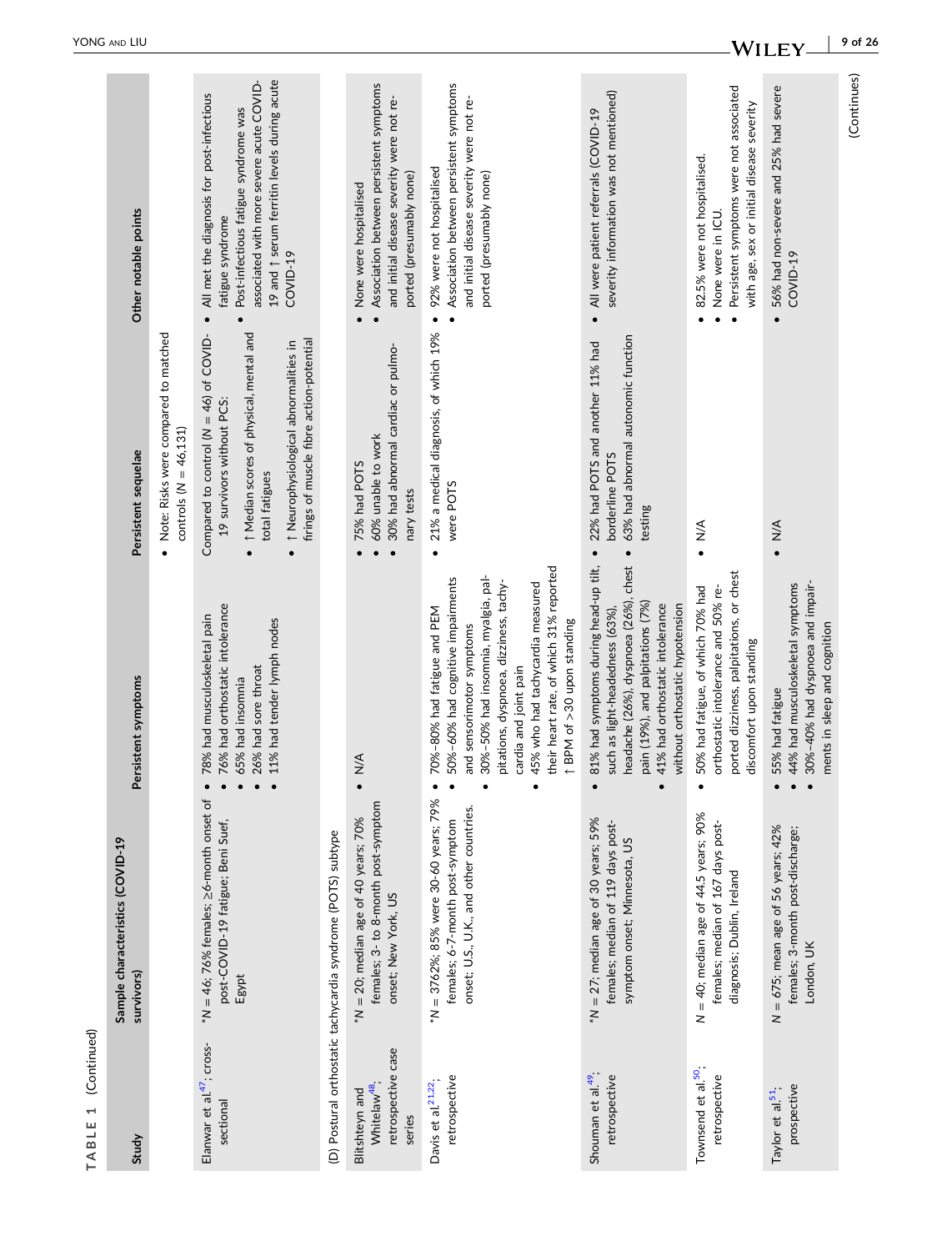TABLE 1 (Continued)

| Study | Sample characteristics (COVID-19 survivors) | Persistent symptoms | Persistent sequelae | Other notable points |
|---|---|---|---|---|
| | | | • Note: Risks were compared to matched controls (N = 46,131) | |
| Elanwar et al.[47]; cross-sectional | *N = 46; 76% females; ≥6-month onset of post-COVID-19 fatigue; Beni Suef, Egypt | • 78% had musculoskeletal pain<br>• 76% had orthostatic intolerance<br>• 65% had insomnia<br>• 26% had sore throat<br>• 11% had tender lymph nodes | Compared to control (N = 46) of COVID-19 survivors without PCS:<br>• ↑ Median scores of physical, mental and total fatigues<br>• ↑ Neurophysiological abnormalities in firings of muscle fibre action-potential | • All met the diagnosis for post-infectious fatigue syndrome<br>• Post-infectious fatigue syndrome was associated with more severe acute COVID-19 and ↑ serum ferritin levels during acute COVID-19 |
| (D) Postural orthostatic tachycardia syndrome (POTS) subtype | | | | |
| Blitshteyn and Whitelaw[48]; retrospective case series | *N = 20; median age of 40 years; 70% females; 3- to 8-month post-symptom onset; New York, US | • N/A | • 75% had POTS<br>• 60% unable to work<br>• 30% had abnormal cardiac or pulmonary tests | • None were hospitalised<br>• Association between persistent symptoms and initial disease severity were not reported (presumably none) |
| Davis et al.[21,22]; retrospective | *N = 3762%; 85% were 30-60 years; 79% females; 6-7-month post-symptom onset; U.S., U.K., and other countries. | • 70%–80% had fatigue and PEM<br>• 50%–60% had cognitive impairments and sensorimotor symptoms<br>• 30%–50% had insomnia, myalgia, palpitations, dyspnoea, dizziness, tachycardia and joint pain<br>• 45% who had tachycardia measured their heart rate, of which 31% reported ↑ BPM of >30 upon standing | • 21% a medical diagnosis, of which 19% were POTS | • 92% were not hospitalised<br>• Association between persistent symptoms and initial disease severity were not reported (presumably none) |
| Shouman et al.[49]; retrospective | *N = 27; median age of 30 years; 59% females; median of 119 days post-symptom onset; Minnesota, US | • 81% had symptoms during head-up tilt, such as light-headedness (63%), headache (26%), dyspnoea (26%), chest pain (19%), and palpitations (7%)<br>• 41% had orthostatic intolerance without orthostatic hypotension | • 22% had POTS and another 11% had borderline POTS<br>• 63% had abnormal autonomic function testing | • All were patient referrals (COVID-19 severity information was not mentioned) |
| Townsend et al.[50]; retrospective | N = 40; median age of 44.5 years; 90% females; median of 167 days post-diagnosis; Dublin, Ireland | • 50% had fatigue, of which 70% had orthostatic intolerance and 50% reported dizziness, palpitations, or chest discomfort upon standing | • N/A | • 82.5% were not hospitalised.<br>• None were in ICU.<br>• Persistent symptoms were not associated with age, sex or initial disease severity |
| Taylor et al[51]; prospective | N = 675; mean age of 56 years; 42% females; 3-month post-discharge; London, UK | • 55% had fatigue<br>• 44% had musculoskeletal symptoms<br>• 30%–40% had dyspnoea and impairments in sleep and cognition | • N/A | • 56% had non-severe and 25% had severe COVID-19 |

(Continues)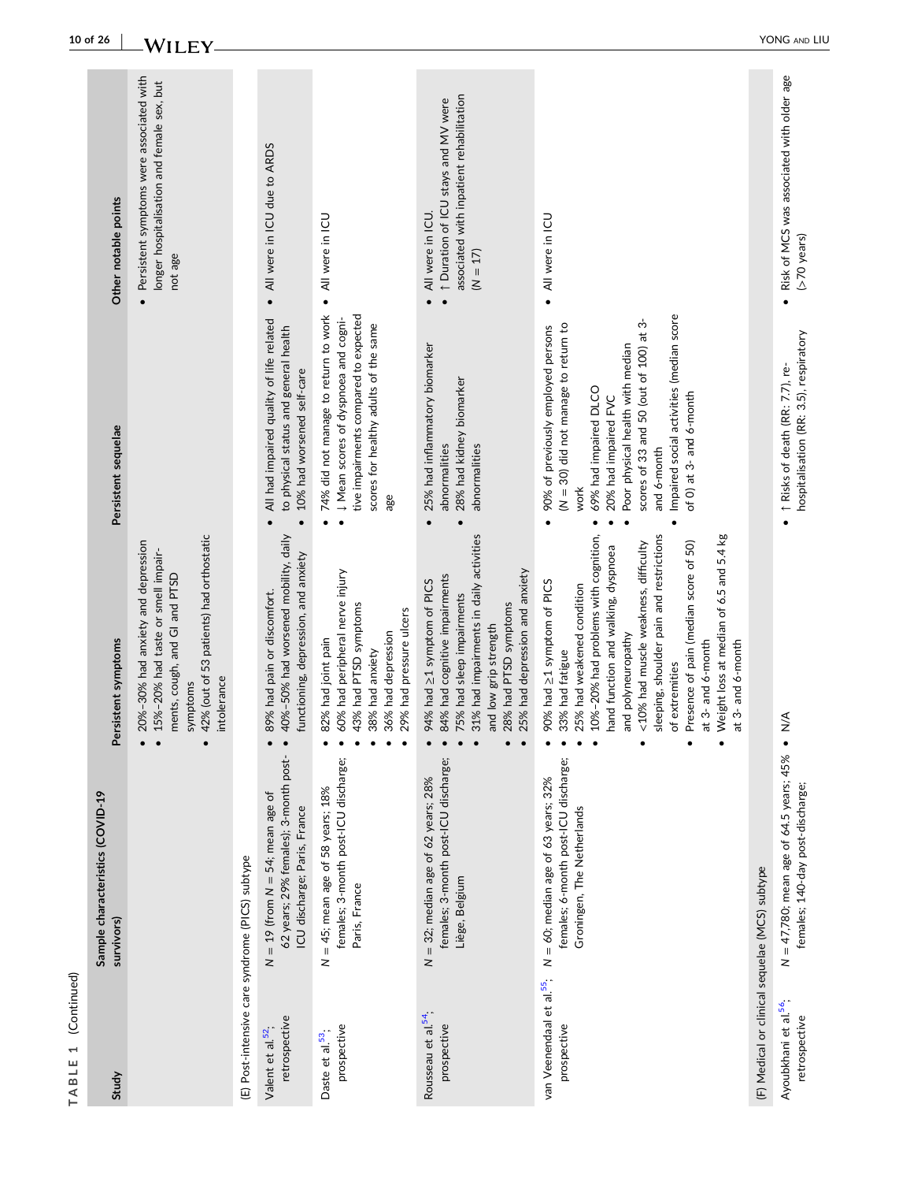**TABLE 1** (Continued)

| Study | Sample characteristics (COVID-19 survivors) | Persistent symptoms | Persistent sequelae | Other notable points |
|---|---|---|---|---|
| | | • 20%–30% had anxiety and depression<br>• 15%–20% had taste or smell impairments, cough, and GI and PTSD symptoms<br>• 42% (out of 53 patients) had orthostatic intolerance | | • Persistent symptoms were associated with longer hospitalisation and female sex, but not age |
| (E) Post-intensive care syndrome (PICS) subtype | | | | |
| Valent et al.[52]; retrospective | N = 19 (from N = 54; mean age of 62 years; 29% females); 3-month post-ICU discharge; Paris, France | • 89% had pain or discomfort.<br>• 40%–50% had worsened mobility, daily functioning, depression, and anxiety | • All had impaired quality of life related to physical status and general health<br>• 10% had worsened self-care | • All were in ICU due to ARDS |
| Daste et al.[53]; prospective | N = 45; mean age of 58 years; 18% females; 3-month post-ICU discharge; Paris, France | • 82% had joint pain<br>• 60% had peripheral nerve injury<br>• 43% had PTSD symptoms<br>• 38% had anxiety<br>• 36% had depression<br>• 29% had pressure ulcers | • 74% did not manage to return to work<br>• ↓ Mean scores of dyspnoea and cognitive impairments compared to expected scores for healthy adults of the same age | • All were in ICU |
| Rousseau et al.[54]; prospective | N = 32; median age of 62 years; 28% females; 3-month post-ICU discharge; Liège, Belgium | • 94% had ≥1 symptom of PICS<br>• 84% had cognitive impairments<br>• 75% had sleep impairments<br>• 31% had impairments in daily activities and low grip strength<br>• 28% had PTSD symptoms<br>• 25% had depression and anxiety | • 25% had inflammatory biomarker abnormalities<br>• 28% had kidney biomarker abnormalities | • All were in ICU.<br>• ↑ Duration of ICU stays and MV were associated with inpatient rehabilitation (N = 17) |
| van Veenendaal et al.[55]; prospective | N = 60; median age of 63 years; 32% females; 6-month post-ICU discharge; Groningen, The Netherlands | • 90% had ≥1 symptom of PICS<br>• 33% had fatigue<br>• 25% had weakened condition<br>• 10%–20% had problems with cognition, hand function and walking, dyspnoea and polyneuropathy<br>• <10% had muscle weakness, difficulty sleeping, shoulder pain and restrictions of extremities<br>• Presence of pain (median score of 50) at 3- and 6-month<br>• Weight loss at median of 6.5 and 5.4 kg at 3- and 6-month | • 90% of previously employed persons (N = 30) did not manage to return to work<br>• 69% had impaired DLCO<br>• 20% had impaired FVC<br>• Poor physical health with median scores of 33 and 50 (out of 100) at 3- and 6-month<br>• Impaired social activities (median score of 0) at 3- and 6-month | • All were in ICU |
| (F) Medical or clinical sequelae (MCS) subtype | | | | |
| Ayoubkhani et al.[56]; retrospective | N = 47,780; mean age of 64.5 years; 45% females; 140-day post-discharge; | • N/A | • ↑ Risks of death (RR: 7.7), re-hospitalisation (RR: 3.5), respiratory | • Risk of MCS was associated with older age (>70 years) |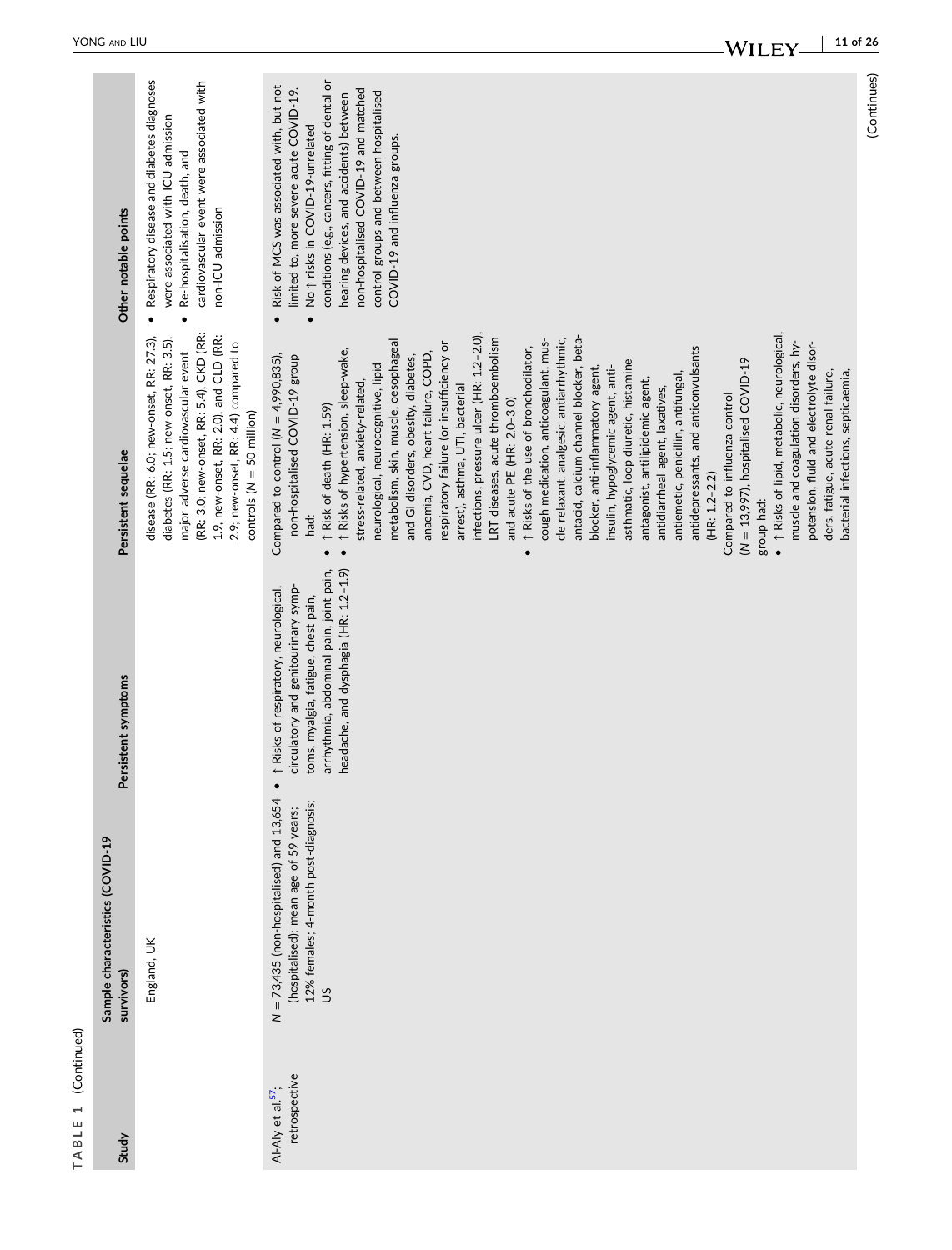TABLE 1 (Continued)

| Study | Sample characteristics (COVID-19 survivors) | Persistent symptoms | Persistent sequelae | Other notable points |
|---|---|---|---|---|
| | England, UK | | disease (RR: 6.0; new-onset, RR: 27.3), diabetes (RR: 1.5; new-onset, RR: 3.5), major adverse cardiovascular event (RR: 3.0; new-onset, RR: 5.4), CKD (RR: 1.9, new-onset, RR: 2.0), and CLD (RR: 2.9; new-onset, RR: 4.4) compared to controls (N = 50 million) | • Respiratory disease and diabetes diagnoses were associated with ICU admission<br>• Re-hospitalisation, death, and cardiovascular event were associated with non-ICU admission |
| Al-Aly et al.[57], retrospective | N = 73,435 (non-hospitalised) and 13,654 (hospitalised); mean age of 59 years; 12% females; 4-month post-diagnosis; US | • ↑ Risks of respiratory, neurological, circulatory and genitourinary symptoms, myalgia, fatigue, chest pain, arrhythmia, abdominal pain, joint pain, headache, and dysphagia (HR: 1.2–1.9) | Compared to control (N = 4,990,835), non-hospitalised COVID-19 group had:<br>• ↑ Risk of death (HR: 1.59)<br>• ↑ Risks of hypertension, sleep-wake, stress-related, anxiety-related, neurological, neurocognitive, lipid metabolism, skin, muscle, oesophageal and GI disorders, obesity, diabetes, anaemia, CVD, heart failure, COPD, respiratory failure (or insufficiency or arrest), asthma, UTI, bacterial infections, pressure ulcer (HR: 1.2–2.0), LRT diseases, acute thromboembolism and acute PE (HR: 2.0–3.0)<br>• ↑ Risks of the use of bronchodilator, cough medication, anticoagulant, muscle relaxant, analgesic, antiarrhythmic, antacid, calcium channel blocker, beta-blocker, anti-inflammatory agent, insulin, hypoglycemic agent, anti-asthmatic, loop diuretic, histamine antagonist, antilipidemic agent, antidiarrheal agent, laxatives, antiemetic, penicillin, antifungal, antidepressants, and anticonvulsants (HR: 1.2–2.2)<br>Compared to influenza control (N = 13,997), hospitalised COVID-19 group had:<br>• ↑ Risks of lipid, metabolic, neurological, muscle and coagulation disorders, hypotension, fluid and electrolyte disorders, fatigue, acute renal failure, bacterial infections, septicaemia, | • Risk of MCS was associated with, but not limited to, more severe acute COVID-19.<br>• No ↑ risks in COVID-19-unrelated conditions (e.g., cancers, fitting of dental or hearing devices, and accidents) between non-hospitalised COVID-19 and matched control groups and between hospitalised COVID-19 and influenza groups. |

(Continues)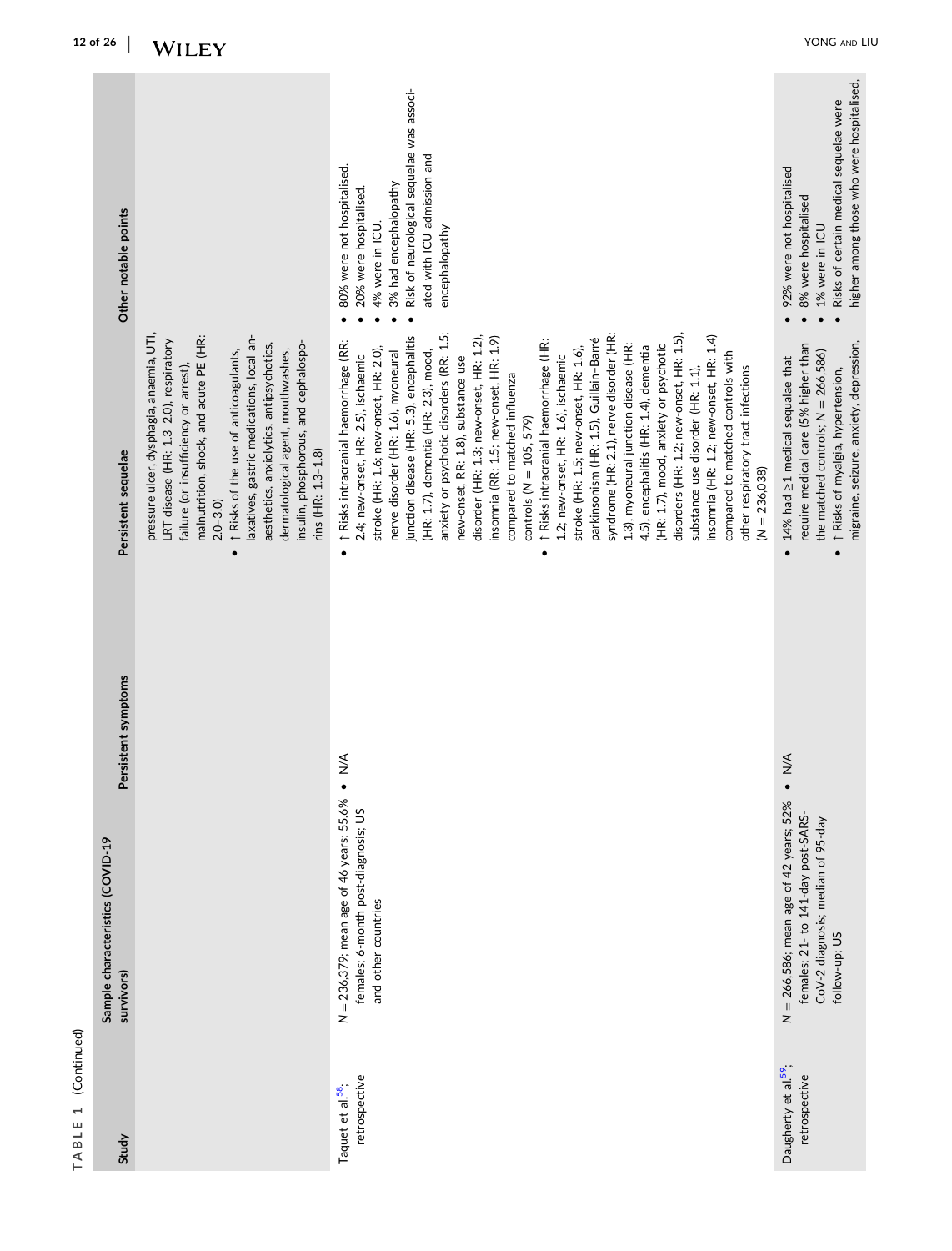TABLE 1 (Continued)

| Study | Sample characteristics (COVID-19 survivors) | Persistent symptoms | Persistent sequelae | Other notable points |
|---|---|---|---|---|
| | | | pressure ulcer, dysphagia, anaemia, UTI, LRT disease (HR: 1.3–2.0), respiratory failure (or insufficiency or arrest), malnutrition, shock, and acute PE (HR: 2.0–3.0)<br>• ↑ Risks of the use of anticoagulants, laxatives, gastric medications, local anaesthetics, anxiolytics, antipsychotics, dermatological agent, mouthwashes, insulin, phosphorous, and cephalosporins (HR: 1.3–1.8) | |
| Taquet et al.[58]; retrospective | $N$ = 236,379; mean age of 46 years; 55.6% females; 6-month post-diagnosis; US and other countries | • N/A | • ↑ Risks intracranial haemorrhage (RR: 2.4; new-onset, HR: 2.5), ischaemic stroke (HR: 1.6; new-onset, HR: 2.0), nerve disorder (HR: 1.6), myoneural junction disease (HR: 5.3), encephalitis (HR: 1.7), dementia (HR: 2.3), mood, anxiety or psychotic disorders (RR: 1.5; new-onset, RR: 1.8), substance use disorder (HR: 1.3; new-onset, HR: 1.2), insomnia (RR: 1.5; new-onset, HR: 1.9) compared to matched influenza controls ($N$ = 105, 579)<br>• ↑ Risks intracranial haemorrhage (HR: 1.2; new-onset, HR: 1.6), ischaemic stroke (HR: 1.5; new-onset, HR: 1.6), parkinsonism (HR: 1.5), Guillain–Barré syndrome (HR: 2.1), nerve disorder (HR: 1.3), myoneural junction disease (HR: 4.5), encephalitis (HR: 1.4), dementia (HR: 1.7), mood, anxiety or psychotic disorders (HR: 1.2; new-onset, HR: 1.5), substance use disorder (HR: 1.1), insomnia (HR: 1.2; new-onset, HR: 1.4) compared to matched controls with other respiratory tract infections ($N$ = 236,038) | • 80% were not hospitalised.<br>• 20% were hospitalised.<br>• 4% were in ICU.<br>• 3% had encephalopathy<br>• Risk of neurological sequelae was associated with ICU admission and encephalopathy |
| Daugherty et al.[59]; retrospective | $N$ = 266,586; mean age of 42 years; 52% females; 21- to 141-day post-SARS-CoV-2 diagnosis; median of 95-day follow-up; US | • N/A | • 14% had ≥1 medical sequelae that require medical care (5% higher than the matched controls; $N$ = 266,586)<br>• ↑ Risks of myalgia, hypertension, migraine, seizure, anxiety, depression, | • 92% were not hospitalised<br>• 8% were hospitalised<br>• 1% were in ICU<br>• Risks of certain medical sequelae were higher among those who were hospitalised, |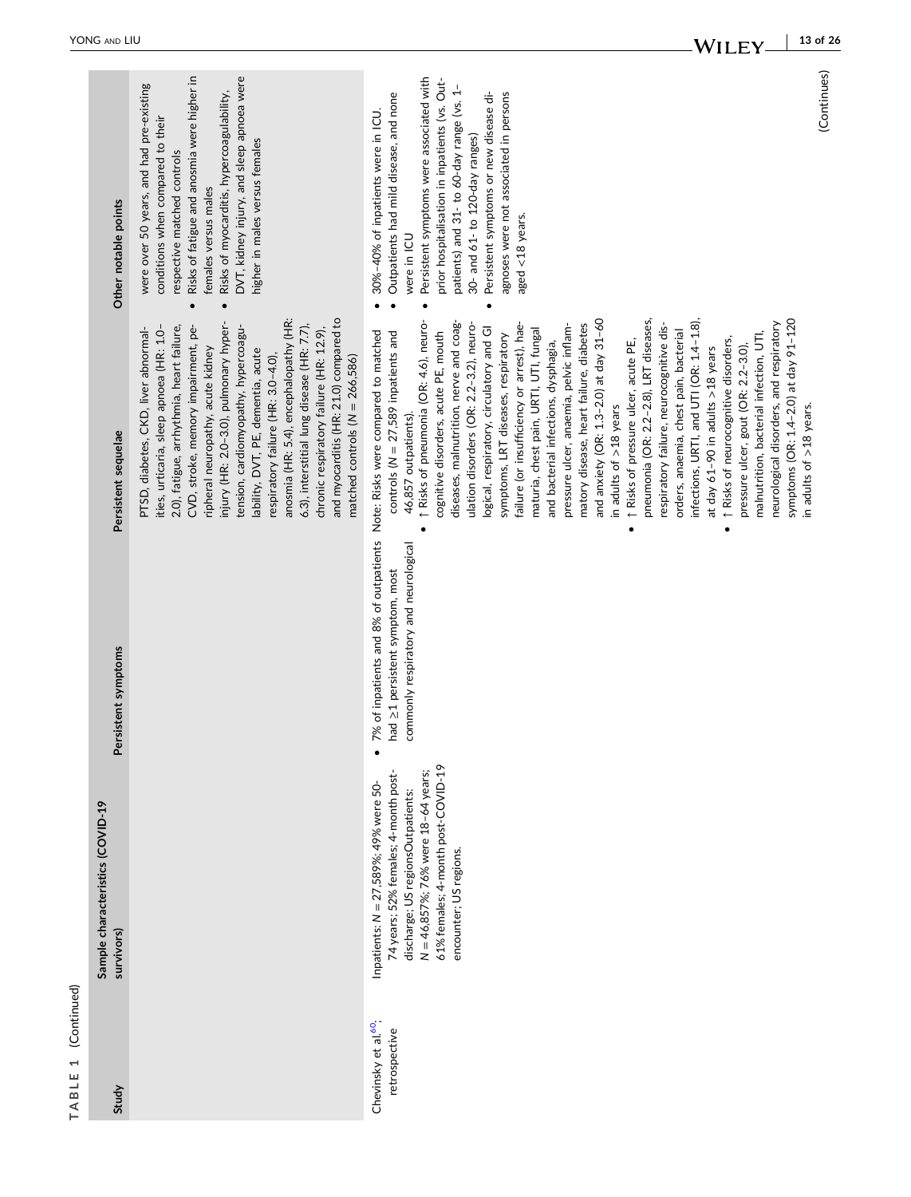TABLE 1 (Continued)

| Study | Sample characteristics (COVID-19 survivors) | Persistent symptoms | Persistent sequelae | Other notable points |
|---|---|---|---|---|
| | | | PTSD, diabetes, CKD, liver abnormalities, urticaria, sleep apnoea (HR: 1.0–2.0), fatigue, arrhythmia, heart failure, CVD, stroke, memory impairment, peripheral neuropathy, acute kidney injury (HR: 2.0–3.0), pulmonary hypertension, cardiomyopathy, hypercoagulability, DVT, PE, dementia, acute respiratory failure (HR: 3.0–4.0), anosmia (HR: 5.4), encephalopathy (HR: 6.3), interstitial lung disease (HR: 7.7), chronic respiratory failure (HR: 12.9), and myocarditis (HR: 21.0) compared to matched controls (N = 266,586) | were over 50 years, and had pre-existing conditions when compared to their respective matched controls<br>• Risks of fatigue and anosmia were higher in females versus males<br>• Risks of myocarditis, hypercoagulability, DVT, kidney injury, and sleep apnoea were higher in males versus females |
| Chevinsky et al.[60], retrospective | Inpatients: N = 27,589%; 49% were 50–74 years; 52% females; 4-month post-discharge; US regionsOutpatients: N = 46,857%; 76% were 18–64 years; 61% females; 4-month post-COVID-19 encounter; US regions. | • 7% of inpatients and 8% of outpatients had ≥1 persistent symptom, most commonly respiratory and neurological | Note: Risks were compared to matched controls (N = 27,589 inpatients and 46,857 outpatients).<br>• ↑ Risks of pneumonia (OR: 4.6), neurocognitive disorders, acute PE, mouth diseases, malnutrition, nerve and coagulation disorders (OR: 2.2–3.2), neurological, respiratory, circulatory and GI symptoms, LRT diseases, respiratory failure (or insufficiency or arrest), haematuria, chest pain, URTI, UTI, fungal and bacterial infections, dysphagia, pressure ulcer, anaemia, pelvic inflammatory disease, heart failure, diabetes and anxiety (OR: 1.3–2.0) at day 31–60 in adults of >18 years<br>• ↑ Risks of pressure ulcer, acute PE, pneumonia (OR: 2.2–2.8), LRT diseases, respiratory failure, neurocognitive disorders, anaemia, chest pain, bacterial infections, URTI, and UTI (OR: 1.4–1.8), at day 61–90 in adults >18 years<br>• ↑ Risks of neurocognitive disorders, pressure ulcer, gout (OR: 2.2–3.0), malnutrition, bacterial infection, UTI, neurological disorders, and respiratory symptoms (OR: 1.4–2.0) at day 91–120 in adults of >18 years. | • 30%–40% of inpatients were in ICU.<br>• Outpatients had mild disease, and none were in ICU<br>• Persistent symptoms were associated with prior hospitalisation in inpatients (vs. Outpatients) and 31- to 60-day range (vs. 1–30- and 61- to 120-day ranges)<br>• Persistent symptoms or new disease diagnoses were not associated in persons aged <18 years. |

(Continues)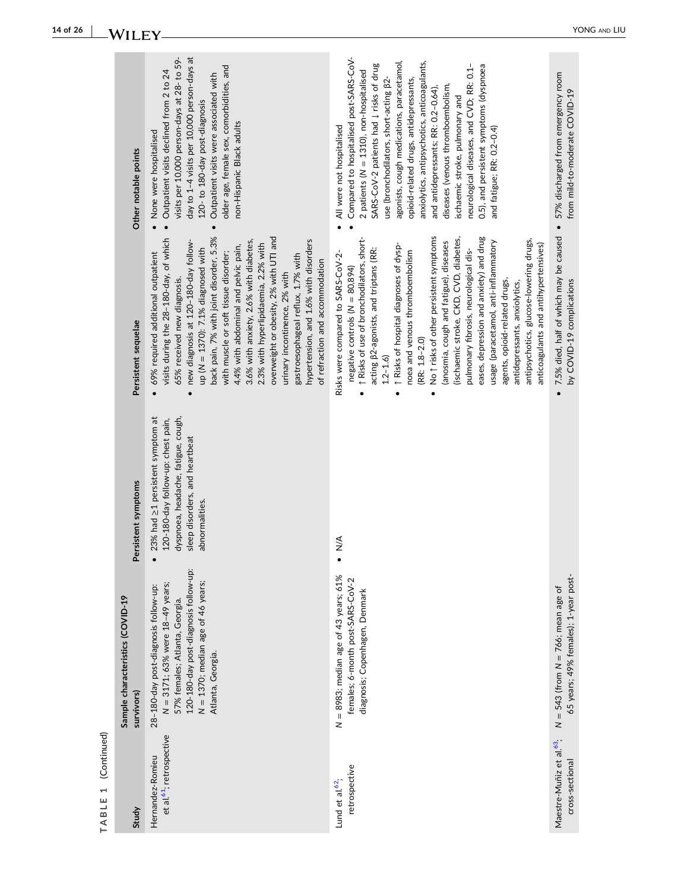TABLE 1 (Continued)

| Study | Sample characteristics (COVID-19 survivors) | Persistent symptoms | Persistent sequelae | Other notable points |
|---|---|---|---|---|
| Hernandez-Romieu et al.[61]; retrospective | 28–180-day post-diagnosis follow-up: N = 3171; 63% were 18–49 years; 57% females; Atlanta, Georgia. 120–180-day post-diagnosis follow-up: N = 1370; median age of 46 years; Atlanta, Georgia. | • 23% had ≥1 persistent symptom at 120–180-day follow-up: chest pain, dyspnoea, headache, fatigue, cough, sleep disorders, and heartbeat abnormalities. | • 69% required additional outpatient visits during the 28–180-day, of which 65% received new diagnosis. • new diagnosis at 120–180-day follow-up (N = 1370): 7.1% diagnosed with back pain, 7% with joint disorder, 5.3% with muscle or soft tissue disorder; 4.4% with abdominal and pelvic pain, 3.6% with anxiety, 2.6% with diabetes, 2.3% with hyperlipidaemia, 2.2% with overweight or obesity, 2% with UTI and urinary incontinence, 2% with gastroesophageal reflux, 1.7% with hypertension, and 1.6% with disorders of refraction and accommodation | • None were hospitalised • Outpatient visits declined from 2 to 24 visits per 10,000 person-days at 28- to 59-day to 1–4 visits per 10,000 person-days at 120- to 180-day post-diagnosis • Outpatient visits were associated with older age, female sex, comorbidities, and non-Hispanic Black adults |
| Lund et al.[62]; retrospective | N = 8983; median age of 43 years; 61% females; 6-month post-SARS-CoV-2 diagnosis; Copenhagen, Denmark | • N/A | Risks were compared to SARS-CoV-2-negative controls (N = 80,894) • ↑ Risks of use of bronchodilators, short-acting β2-agonists, and triptans (RR: 1.2–1.6) • ↑ Risks of hospital diagnoses of dyspnoea and venous thromboembolism (RR: 1.8–2.0) • No ↑ risks of other persistent symptoms (anosmia, cough and fatigue), diseases (ischaemic stroke, CKD, CVD, diabetes, pulmonary fibrosis, neurological diseases, depression and anxiety) and drug usage (paracetamol, anti-inflammatory agents, opioid-related drugs, antidepressants, anxiolytics, antipsychotics, glucose-lowering drugs, anticoagulants and antihypertensives) | • All were not hospitalised • Compared to hospitalised post-SARS-CoV-2 patients (N = 1310), non-hospitalised SARS-CoV-2 patients had ↓ risks of drug use (bronchodilators, short-acting β2-agonists, cough medications, paracetamol, opioid-related drugs, antidepressants, anxiolytics, antipsychotics, anticoagulants, and antidepressants; RR: 0.2–0.64), diseases (venous thromboembolism, ischaemic stroke, pulmonary and neurological diseases, and CVD; RR: 0.1–0.5), and persistent symptoms (dyspnoea and fatigue; RR: 0.2–0.4) |
| Maestre-Muñiz et al.[63]; cross-sectional | N = 543 (from N = 766; mean age of 65 years; 49% females); 1-year post- | | • 7.5% died, half of which may be caused by COVID-19 complications | • 57% discharged from emergency room from mild-to-moderate COVID-19 |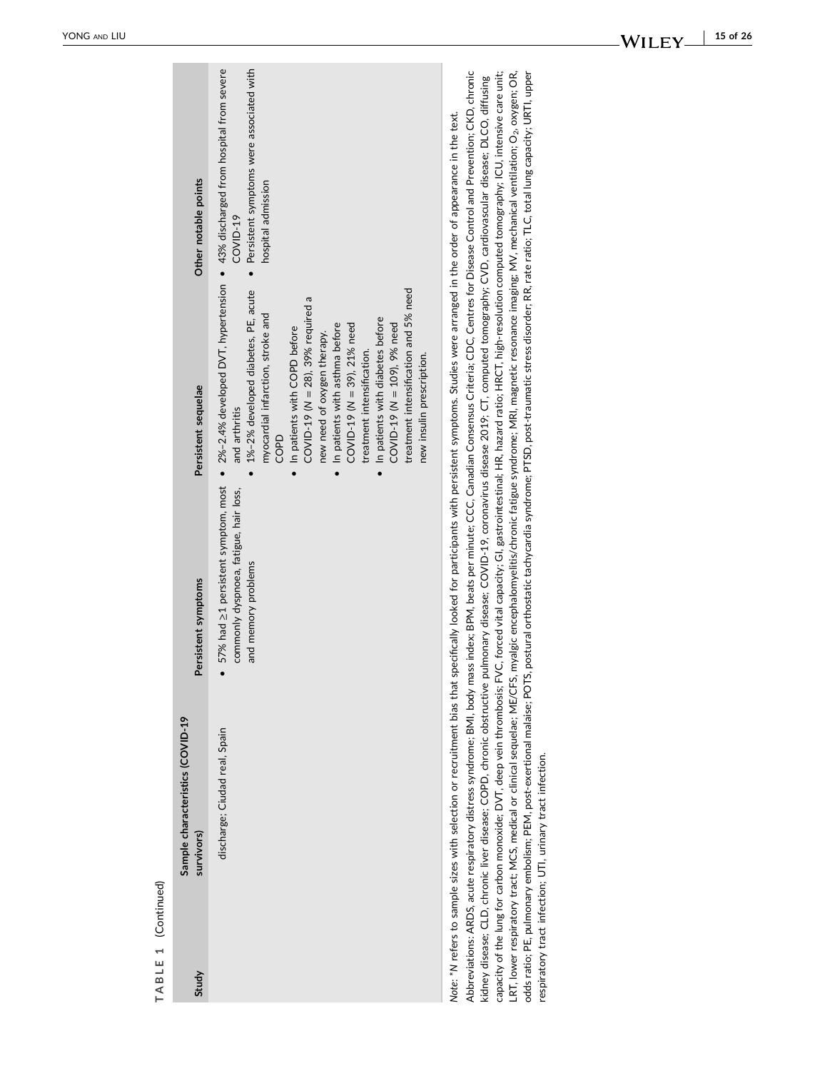**TABLE 1** (Continued)

| Study | Sample characteristics (COVID-19 survivors) | Persistent symptoms | Persistent sequelae | Other notable points |
|---|---|---|---|---|
| | discharge; Ciudad real, Spain | • 57% had ≥1 persistent symptom, most commonly dyspnoea, fatigue, hair loss, and memory problems | • 2%–2.4% developed DVT, hypertension and arthritis<br>• 1%–2% developed diabetes, PE, acute myocardial infarction, stroke and COPD<br>• In patients with COPD before COVID-19 (N = 28), 39% required a new need of oxygen therapy.<br>• In patients with asthma before COVID-19 (N = 39), 21% need treatment intensification.<br>• In patients with diabetes before COVID-19 (N = 109), 9% need treatment intensification and 5% need new insulin prescription. | • 43% discharged from hospital from severe COVID-19<br>• Persistent symptoms were associated with hospital admission |

*Note*: *N refers to sample sizes with selection or recruitment bias that specifically looked for participants with persistent symptoms. Studies were arranged in the order of appearance in the text.

Abbreviations: ARDS, acute respiratory distress syndrome; BMI, body mass index; BPM, beats per minute; CCC, Canadian Consensus Criteria; CDC, Centres for Disease Control and Prevention; CKD, chronic kidney disease; CLD, chronic liver disease; COPD, chronic obstructive pulmonary disease; COVID-19, coronavirus disease 2019; CT, computed tomography; CVD, cardiovascular disease; DLCO, diffusing capacity of the lung for carbon monoxide; DVT, deep vein thrombosis; FVC, forced vital capacity; GI, gastrointestinal; HR, hazard ratio; HRCT, high-resolution computed tomography; ICU, intensive care unit; LRT, lower respiratory tract; MCS, medical or clinical sequelae; ME/CFS, myalgic encephalomyelitis/chronic fatigue syndrome; MRI, magnetic resonance imaging; MV, mechanical ventilation; $O_2$, oxygen; OR, odds ratio; PE, pulmonary embolism; PEM, post-exertional malaise; POTS, postural orthostatic tachycardia syndrome; PTSD, post-traumatic stress disorder; RR, rate ratio; TLC, total lung capacity; URTI, upper respiratory tract infection; UTI, urinary tract infection.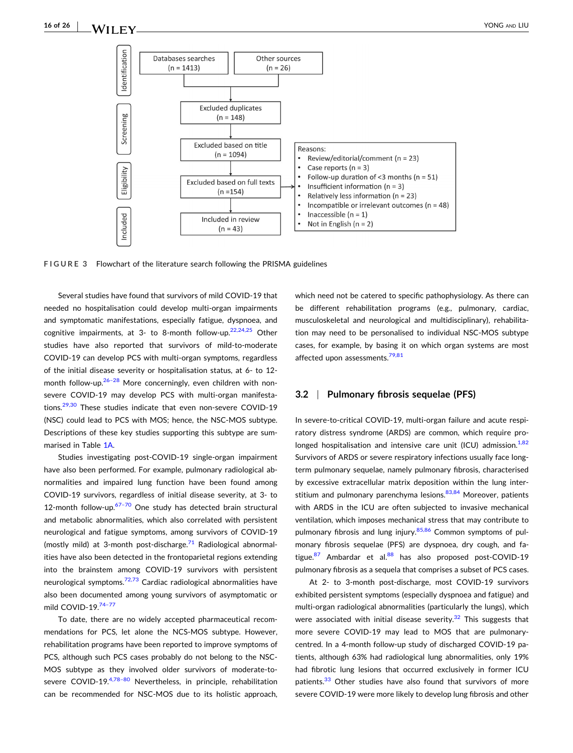Identification

Databases searches (n = 1413)

Other sources (n = 26)

Screening

Excluded duplicates (n = 148)

Excluded based on title (n = 1094)

Eligibility

Excluded based on full texts (n =154)

Reasons:
- Review/editorial/comment (n = 23)
- Case reports (n = 3)
- Follow-up duration of <3 months (n = 51)
- Insufficient information (n = 3)
- Relatively less information (n = 23)
- Incompatible or irrelevant outcomes (n = 48)
- Inaccessible (n = 1)
- Not in English (n = 2)

Included

Included in review (n = 43)

FIGURE 3 Flowchart of the literature search following the PRISMA guidelines

Several studies have found that survivors of mild COVID-19 that needed no hospitalisation could develop multi-organ impairments and symptomatic manifestations, especially fatigue, dyspnoea, and cognitive impairments, at 3- to 8-month follow-up.[22,24,25] Other studies have also reported that survivors of mild-to-moderate COVID-19 can develop PCS with multi-organ symptoms, regardless of the initial disease severity or hospitalisation status, at 6- to 12-month follow-up.[26–28] More concerningly, even children with non-severe COVID-19 may develop PCS with multi-organ manifestations.[29,30] These studies indicate that even non-severe COVID-19 (NSC) could lead to PCS with MOS; hence, the NSC-MOS subtype. Descriptions of these key studies supporting this subtype are summarised in Table 1A.

Studies investigating post-COVID-19 single-organ impairment have also been performed. For example, pulmonary radiological abnormalities and impaired lung function have been found among COVID-19 survivors, regardless of initial disease severity, at 3- to 12-month follow-up.[67–70] One study has detected brain structural and metabolic abnormalities, which also correlated with persistent neurological and fatigue symptoms, among survivors of COVID-19 (mostly mild) at 3-month post-discharge.[71] Radiological abnormalities have also been detected in the frontoparietal regions extending into the brainstem among COVID-19 survivors with persistent neurological symptoms.[72,73] Cardiac radiological abnormalities have also been documented among young survivors of asymptomatic or mild COVID-19.[74–77]

To date, there are no widely accepted pharmaceutical recommendations for PCS, let alone the NCS-MOS subtype. However, rehabilitation programs have been reported to improve symptoms of PCS, although such PCS cases probably do not belong to the NSC-MOS subtype as they involved older survivors of moderate-to-severe COVID-19.[4,78–80] Nevertheless, in principle, rehabilitation can be recommended for NSC-MOS due to its holistic approach, which need not be catered to specific pathophysiology. As there can be different rehabilitation programs (e.g., pulmonary, cardiac, musculoskeletal and neurological and multidisciplinary), rehabilitation may need to be personalised to individual NSC-MOS subtype cases, for example, by basing it on which organ systems are most affected upon assessments.[79,81]

## 3.2 | Pulmonary fibrosis sequelae (PFS)

In severe-to-critical COVID-19, multi-organ failure and acute respiratory distress syndrome (ARDS) are common, which require prolonged hospitalisation and intensive care unit (ICU) admission.[1,82] Survivors of ARDS or severe respiratory infections usually face long-term pulmonary sequelae, namely pulmonary fibrosis, characterised by excessive extracellular matrix deposition within the lung interstitium and pulmonary parenchyma lesions.[83,84] Moreover, patients with ARDS in the ICU are often subjected to invasive mechanical ventilation, which imposes mechanical stress that may contribute to pulmonary fibrosis and lung injury.[85,86] Common symptoms of pulmonary fibrosis sequelae (PFS) are dyspnoea, dry cough, and fatigue.[87] Ambardar et al.[88] has also proposed post-COVID-19 pulmonary fibrosis as a sequela that comprises a subset of PCS cases.

At 2- to 3-month post-discharge, most COVID-19 survivors exhibited persistent symptoms (especially dyspnoea and fatigue) and multi-organ radiological abnormalities (particularly the lungs), which were associated with initial disease severity.[32] This suggests that more severe COVID-19 may lead to MOS that are pulmonary-centred. In a 4-month follow-up study of discharged COVID-19 patients, although 63% had radiological lung abnormalities, only 19% had fibrotic lung lesions that occurred exclusively in former ICU patients.[33] Other studies have also found that survivors of more severe COVID-19 were more likely to develop lung fibrosis and other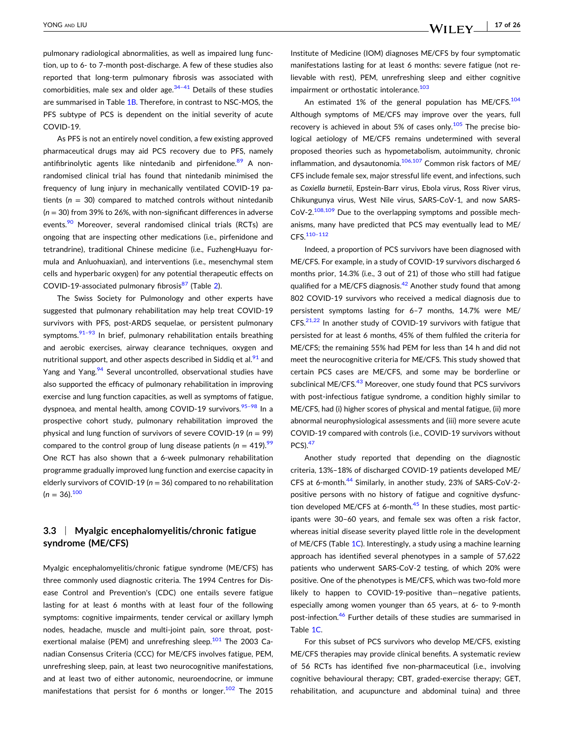pulmonary radiological abnormalities, as well as impaired lung function, up to 6- to 7-month post-discharge. A few of these studies also reported that long-term pulmonary fibrosis was associated with comorbidities, male sex and older age.[34–41] Details of these studies are summarised in Table 1B. Therefore, in contrast to NSC-MOS, the PFS subtype of PCS is dependent on the initial severity of acute COVID-19.

As PFS is not an entirely novel condition, a few existing approved pharmaceutical drugs may aid PCS recovery due to PFS, namely antifibrinolytic agents like nintedanib and pirfenidone.[89] A non-randomised clinical trial has found that nintedanib minimised the frequency of lung injury in mechanically ventilated COVID-19 patients ($n = 30$) compared to matched controls without nintedanib ($n = 30$) from 39% to 26%, with non-significant differences in adverse events.[90] Moreover, several randomised clinical trials (RCTs) are ongoing that are inspecting other medications (i.e., pirfenidone and tetrandrine), traditional Chinese medicine (i.e., FuzhengHuayu formula and Anluohuaxian), and interventions (i.e., mesenchymal stem cells and hyperbaric oxygen) for any potential therapeutic effects on COVID-19-associated pulmonary fibrosis[87] (Table 2).

The Swiss Society for Pulmonology and other experts have suggested that pulmonary rehabilitation may help treat COVID-19 survivors with PFS, post-ARDS sequelae, or persistent pulmonary symptoms.[91–93] In brief, pulmonary rehabilitation entails breathing and aerobic exercises, airway clearance techniques, oxygen and nutritional support, and other aspects described in Siddiq et al.[91] and Yang and Yang.[94] Several uncontrolled, observational studies have also supported the efficacy of pulmonary rehabilitation in improving exercise and lung function capacities, as well as symptoms of fatigue, dyspnoea, and mental health, among COVID-19 survivors.[95–98] In a prospective cohort study, pulmonary rehabilitation improved the physical and lung function of survivors of severe COVID-19 ($n = 99$) compared to the control group of lung disease patients ($n = 419$).[99] One RCT has also shown that a 6-week pulmonary rehabilitation programme gradually improved lung function and exercise capacity in elderly survivors of COVID-19 ($n = 36$) compared to no rehabilitation ($n = 36$).[100]

### 3.3 | Myalgic encephalomyelitis/chronic fatigue syndrome (ME/CFS)

Myalgic encephalomyelitis/chronic fatigue syndrome (ME/CFS) has three commonly used diagnostic criteria. The 1994 Centres for Disease Control and Prevention's (CDC) one entails severe fatigue lasting for at least 6 months with at least four of the following symptoms: cognitive impairments, tender cervical or axillary lymph nodes, headache, muscle and multi-joint pain, sore throat, post-exertional malaise (PEM) and unrefreshing sleep.[101] The 2003 Canadian Consensus Criteria (CCC) for ME/CFS involves fatigue, PEM, unrefreshing sleep, pain, at least two neurocognitive manifestations, and at least two of either autonomic, neuroendocrine, or immune manifestations that persist for 6 months or longer.[102] The 2015 Institute of Medicine (IOM) diagnoses ME/CFS by four symptomatic manifestations lasting for at least 6 months: severe fatigue (not relievable with rest), PEM, unrefreshing sleep and either cognitive impairment or orthostatic intolerance.[103]

An estimated 1% of the general population has ME/CFS.[104] Although symptoms of ME/CFS may improve over the years, full recovery is achieved in about 5% of cases only.[105] The precise biological aetiology of ME/CFS remains undetermined with several proposed theories such as hypometabolism, autoimmunity, chronic inflammation, and dysautonomia.[106,107] Common risk factors of ME/CFS include female sex, major stressful life event, and infections, such as *Coxiella burnetii*, Epstein-Barr virus, Ebola virus, Ross River virus, Chikungunya virus, West Nile virus, SARS-CoV-1, and now SARS-CoV-2.[108,109] Due to the overlapping symptoms and possible mechanisms, many have predicted that PCS may eventually lead to ME/CFS.[110–112]

Indeed, a proportion of PCS survivors have been diagnosed with ME/CFS. For example, in a study of COVID-19 survivors discharged 6 months prior, 14.3% (i.e., 3 out of 21) of those who still had fatigue qualified for a ME/CFS diagnosis.[42] Another study found that among 802 COVID-19 survivors who received a medical diagnosis due to persistent symptoms lasting for 6–7 months, 14.7% were ME/CFS.[21,22] In another study of COVID-19 survivors with fatigue that persisted for at least 6 months, 45% of them fulfilled the criteria for ME/CFS; the remaining 55% had PEM for less than 14 h and did not meet the neurocognitive criteria for ME/CFS. This study showed that certain PCS cases are ME/CFS, and some may be borderline or subclinical ME/CFS.[43] Moreover, one study found that PCS survivors with post-infectious fatigue syndrome, a condition highly similar to ME/CFS, had (i) higher scores of physical and mental fatigue, (ii) more abnormal neurophysiological assessments and (iii) more severe acute COVID-19 compared with controls (i.e., COVID-19 survivors without PCS).[47]

Another study reported that depending on the diagnostic criteria, 13%–18% of discharged COVID-19 patients developed ME/CFS at 6-month.[44] Similarly, in another study, 23% of SARS-CoV-2-positive persons with no history of fatigue and cognitive dysfunction developed ME/CFS at 6-month.[45] In these studies, most participants were 30–60 years, and female sex was often a risk factor, whereas initial disease severity played little role in the development of ME/CFS (Table 1C). Interestingly, a study using a machine learning approach has identified several phenotypes in a sample of 57,622 patients who underwent SARS-CoV-2 testing, of which 20% were positive. One of the phenotypes is ME/CFS, which was two-fold more likely to happen to COVID-19-positive than—negative patients, especially among women younger than 65 years, at 6- to 9-month post-infection.[46] Further details of these studies are summarised in Table 1C.

For this subset of PCS survivors who develop ME/CFS, existing ME/CFS therapies may provide clinical benefits. A systematic review of 56 RCTs has identified five non-pharmaceutical (i.e., involving cognitive behavioural therapy; CBT, graded-exercise therapy; GET, rehabilitation, and acupuncture and abdominal tuina) and three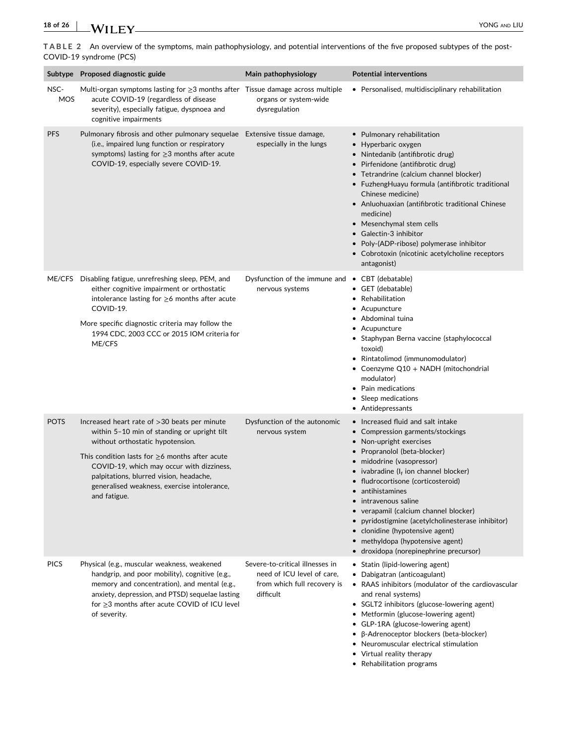**TABLE 2** An overview of the symptoms, main pathophysiology, and potential interventions of the five proposed subtypes of the post-COVID-19 syndrome (PCS)

| Subtype | Proposed diagnostic guide | Main pathophysiology | Potential interventions |
|---|---|---|---|
| NSC-MOS | Multi-organ symptoms lasting for ≥3 months after acute COVID-19 (regardless of disease severity), especially fatigue, dyspnoea and cognitive impairments | Tissue damage across multiple organs or system-wide dysregulation | • Personalised, multidisciplinary rehabilitation |
| PFS | Pulmonary fibrosis and other pulmonary sequelae (i.e., impaired lung function or respiratory symptoms) lasting for ≥3 months after acute COVID-19, especially severe COVID-19. | Extensive tissue damage, especially in the lungs | • Pulmonary rehabilitation<br>• Hyperbaric oxygen<br>• Nintedanib (antifibrotic drug)<br>• Pirfenidone (antifibrotic drug)<br>• Tetrandrine (calcium channel blocker)<br>• FuzhengHuayu formula (antifibrotic traditional Chinese medicine)<br>• Anluohuaxian (antifibrotic traditional Chinese medicine)<br>• Mesenchymal stem cells<br>• Galectin-3 inhibitor<br>• Poly-(ADP-ribose) polymerase inhibitor<br>• Cobrotoxin (nicotinic acetylcholine receptors antagonist) |
| ME/CFS | Disabling fatigue, unrefreshing sleep, PEM, and either cognitive impairment or orthostatic intolerance lasting for ≥6 months after acute COVID-19.<br>More specific diagnostic criteria may follow the 1994 CDC, 2003 CCC or 2015 IOM criteria for ME/CFS | Dysfunction of the immune and nervous systems | • CBT (debatable)<br>• GET (debatable)<br>• Rehabilitation<br>• Acupuncture<br>• Abdominal tuina<br>• Acupuncture<br>• Staphypan Berna vaccine (staphylococcal toxoid)<br>• Rintatolimod (immunomodulator)<br>• Coenzyme Q10 + NADH (mitochondrial modulator)<br>• Pain medications<br>• Sleep medications<br>• Antidepressants |
| POTS | Increased heart rate of >30 beats per minute within 5–10 min of standing or upright tilt without orthostatic hypotension.<br>This condition lasts for ≥6 months after acute COVID-19, which may occur with dizziness, palpitations, blurred vision, headache, generalised weakness, exercise intolerance, and fatigue. | Dysfunction of the autonomic nervous system | • Increased fluid and salt intake<br>• Compression garments/stockings<br>• Non-upright exercises<br>• Propranolol (beta-blocker)<br>• midodrine (vasopressor)<br>• ivabradine ($I_f$ ion channel blocker)<br>• fludrocortisone (corticosteroid)<br>• antihistamines<br>• intravenous saline<br>• verapamil (calcium channel blocker)<br>• pyridostigmine (acetylcholinesterase inhibitor)<br>• clonidine (hypotensive agent)<br>• methyldopa (hypotensive agent)<br>• droxidopa (norepinephrine precursor) |
| PICS | Physical (e.g., muscular weakness, weakened handgrip, and poor mobility), cognitive (e.g., memory and concentration), and mental (e.g., anxiety, depression, and PTSD) sequelae lasting for ≥3 months after acute COVID of ICU level of severity. | Severe-to-critical illnesses in need of ICU level of care, from which full recovery is difficult | • Statin (lipid-lowering agent)<br>• Dabigatran (anticoagulant)<br>• RAAS inhibitors (modulator of the cardiovascular and renal systems)<br>• SGLT2 inhibitors (glucose-lowering agent)<br>• Metformin (glucose-lowering agent)<br>• GLP-1RA (glucose-lowering agent)<br>• β-Adrenoceptor blockers (beta-blocker)<br>• Neuromuscular electrical stimulation<br>• Virtual reality therapy<br>• Rehabilitation programs |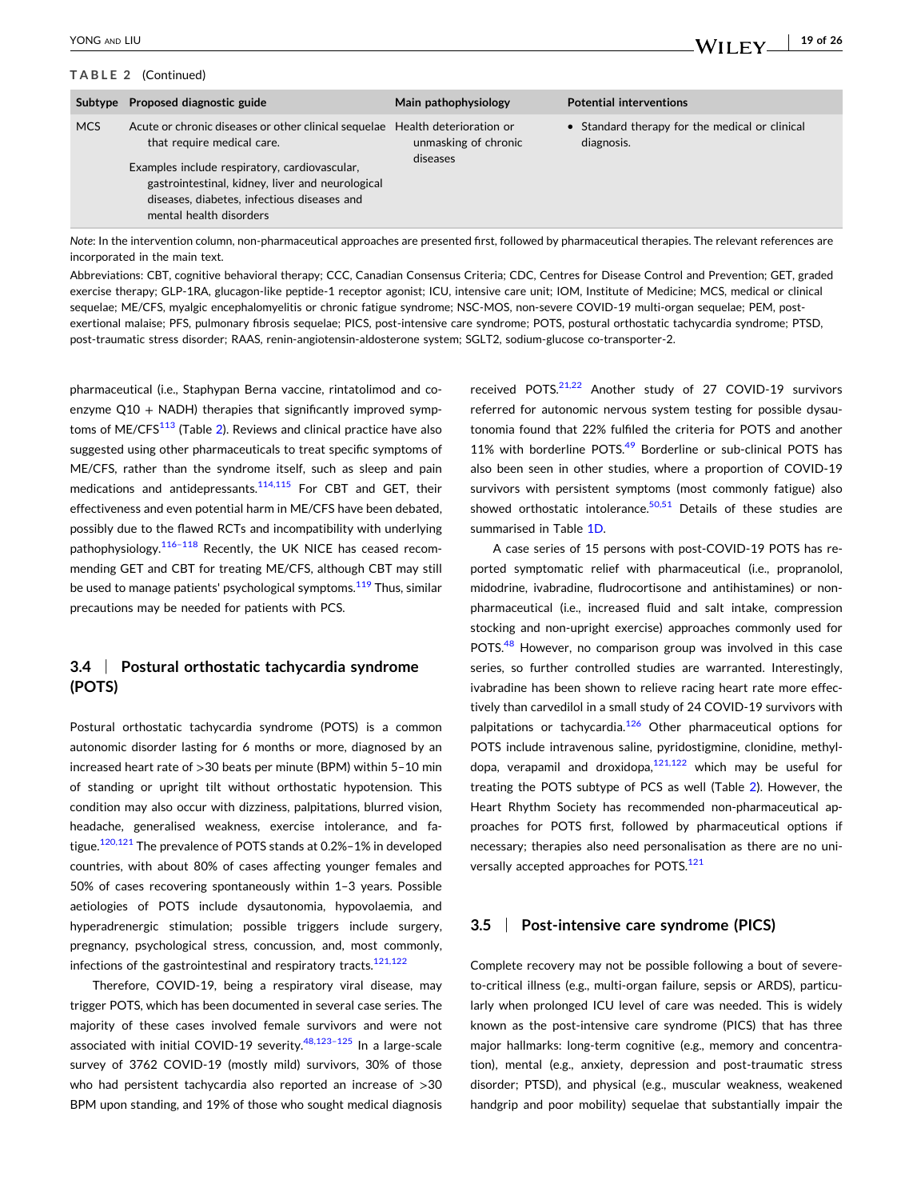**TABLE 2** (Continued)

| Subtype | Proposed diagnostic guide | Main pathophysiology | Potential interventions |
|---|---|---|---|
| MCS | Acute or chronic diseases or other clinical sequelae that require medical care. Examples include respiratory, cardiovascular, gastrointestinal, kidney, liver and neurological diseases, diabetes, infectious diseases and mental health disorders | Health deterioration or unmasking of chronic diseases | • Standard therapy for the medical or clinical diagnosis. |

*Note*: In the intervention column, non-pharmaceutical approaches are presented first, followed by pharmaceutical therapies. The relevant references are incorporated in the main text.

Abbreviations: CBT, cognitive behavioral therapy; CCC, Canadian Consensus Criteria; CDC, Centres for Disease Control and Prevention; GET, graded exercise therapy; GLP-1RA, glucagon-like peptide-1 receptor agonist; ICU, intensive care unit; IOM, Institute of Medicine; MCS, medical or clinical sequelae; ME/CFS, myalgic encephalomyelitis or chronic fatigue syndrome; NSC-MOS, non-severe COVID-19 multi-organ sequelae; PEM, post-exertional malaise; PFS, pulmonary fibrosis sequelae; PICS, post-intensive care syndrome; POTS, postural orthostatic tachycardia syndrome; PTSD, post-traumatic stress disorder; RAAS, renin-angiotensin-aldosterone system; SGLT2, sodium-glucose co-transporter-2.

pharmaceutical (i.e., Staphypan Berna vaccine, rintatolimod and co-enzyme Q10 + NADH) therapies that significantly improved symptoms of ME/CFS[113] (Table 2). Reviews and clinical practice have also suggested using other pharmaceuticals to treat specific symptoms of ME/CFS, rather than the syndrome itself, such as sleep and pain medications and antidepressants.[114,115] For CBT and GET, their effectiveness and even potential harm in ME/CFS have been debated, possibly due to the flawed RCTs and incompatibility with underlying pathophysiology.[116–118] Recently, the UK NICE has ceased recommending GET and CBT for treating ME/CFS, although CBT may still be used to manage patients' psychological symptoms.[119] Thus, similar precautions may be needed for patients with PCS.

### 3.4 | Postural orthostatic tachycardia syndrome (POTS)

Postural orthostatic tachycardia syndrome (POTS) is a common autonomic disorder lasting for 6 months or more, diagnosed by an increased heart rate of >30 beats per minute (BPM) within 5–10 min of standing or upright tilt without orthostatic hypotension. This condition may also occur with dizziness, palpitations, blurred vision, headache, generalised weakness, exercise intolerance, and fatigue.[120,121] The prevalence of POTS stands at 0.2%–1% in developed countries, with about 80% of cases affecting younger females and 50% of cases recovering spontaneously within 1–3 years. Possible aetiologies of POTS include dysautonomia, hypovolaemia, and hyperadrenergic stimulation; possible triggers include surgery, pregnancy, psychological stress, concussion, and, most commonly, infections of the gastrointestinal and respiratory tracts.[121,122]

Therefore, COVID-19, being a respiratory viral disease, may trigger POTS, which has been documented in several case series. The majority of these cases involved female survivors and were not associated with initial COVID-19 severity.[48,123–125] In a large-scale survey of 3762 COVID-19 (mostly mild) survivors, 30% of those who had persistent tachycardia also reported an increase of >30 BPM upon standing, and 19% of those who sought medical diagnosis received POTS.[21,22] Another study of 27 COVID-19 survivors referred for autonomic nervous system testing for possible dysautonomia found that 22% fulfiled the criteria for POTS and another 11% with borderline POTS.[49] Borderline or sub-clinical POTS has also been seen in other studies, where a proportion of COVID-19 survivors with persistent symptoms (most commonly fatigue) also showed orthostatic intolerance.[50,51] Details of these studies are summarised in Table 1D.

A case series of 15 persons with post-COVID-19 POTS has reported symptomatic relief with pharmaceutical (i.e., propranolol, midodrine, ivabradine, fludrocortisone and antihistamines) or non-pharmaceutical (i.e., increased fluid and salt intake, compression stocking and non-upright exercise) approaches commonly used for POTS.[48] However, no comparison group was involved in this case series, so further controlled studies are warranted. Interestingly, ivabradine has been shown to relieve racing heart rate more effectively than carvedilol in a small study of 24 COVID-19 survivors with palpitations or tachycardia.[126] Other pharmaceutical options for POTS include intravenous saline, pyridostigmine, clonidine, methyldopa, verapamil and droxidopa,[121,122] which may be useful for treating the POTS subtype of PCS as well (Table 2). However, the Heart Rhythm Society has recommended non-pharmaceutical approaches for POTS first, followed by pharmaceutical options if necessary; therapies also need personalisation as there are no universally accepted approaches for POTS.[121]

### 3.5 | Post-intensive care syndrome (PICS)

Complete recovery may not be possible following a bout of severe-to-critical illness (e.g., multi-organ failure, sepsis or ARDS), particularly when prolonged ICU level of care was needed. This is widely known as the post-intensive care syndrome (PICS) that has three major hallmarks: long-term cognitive (e.g., memory and concentration), mental (e.g., anxiety, depression and post-traumatic stress disorder; PTSD), and physical (e.g., muscular weakness, weakened handgrip and poor mobility) sequelae that substantially impair the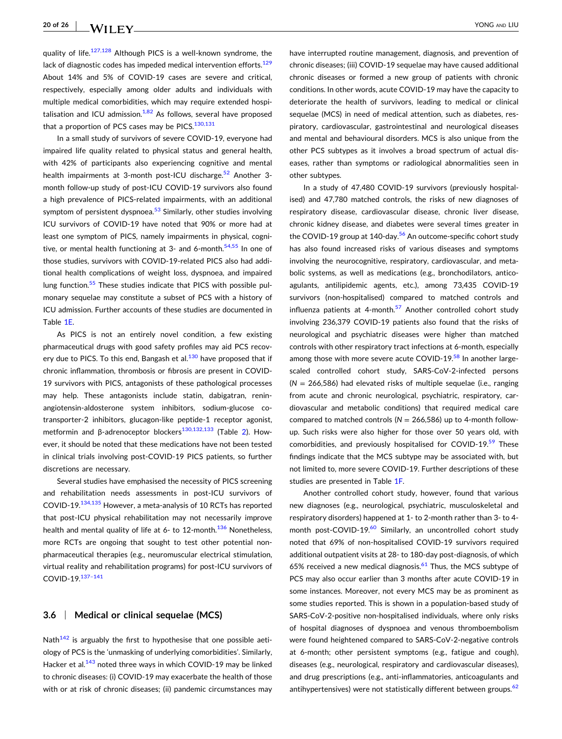quality of life.[127,128] Although PICS is a well-known syndrome, the lack of diagnostic codes has impeded medical intervention efforts.[129] About 14% and 5% of COVID-19 cases are severe and critical, respectively, especially among older adults and individuals with multiple medical comorbidities, which may require extended hospitalisation and ICU admission.[1,82] As follows, several have proposed that a proportion of PCS cases may be PICS.[130,131]

In a small study of survivors of severe COVID-19, everyone had impaired life quality related to physical status and general health, with 42% of participants also experiencing cognitive and mental health impairments at 3-month post-ICU discharge.[52] Another 3-month follow-up study of post-ICU COVID-19 survivors also found a high prevalence of PICS-related impairments, with an additional symptom of persistent dyspnoea.[53] Similarly, other studies involving ICU survivors of COVID-19 have noted that 90% or more had at least one symptom of PICS, namely impairments in physical, cognitive, or mental health functioning at 3- and 6-month.[54,55] In one of those studies, survivors with COVID-19-related PICS also had additional health complications of weight loss, dyspnoea, and impaired lung function.[55] These studies indicate that PICS with possible pulmonary sequelae may constitute a subset of PCS with a history of ICU admission. Further accounts of these studies are documented in Table 1E.

As PICS is not an entirely novel condition, a few existing pharmaceutical drugs with good safety profiles may aid PCS recovery due to PICS. To this end, Bangash et al.[130] have proposed that if chronic inflammation, thrombosis or fibrosis are present in COVID-19 survivors with PICS, antagonists of these pathological processes may help. These antagonists include statin, dabigatran, renin-angiotensin-aldosterone system inhibitors, sodium-glucose co-transporter-2 inhibitors, glucagon-like peptide-1 receptor agonist, metformin and β-adrenoceptor blockers[130,132,133] (Table 2). However, it should be noted that these medications have not been tested in clinical trials involving post-COVID-19 PICS patients, so further discretions are necessary.

Several studies have emphasised the necessity of PICS screening and rehabilitation needs assessments in post-ICU survivors of COVID-19.[134,135] However, a meta-analysis of 10 RCTs has reported that post-ICU physical rehabilitation may not necessarily improve health and mental quality of life at 6- to 12-month.[136] Nonetheless, more RCTs are ongoing that sought to test other potential non-pharmaceutical therapies (e.g., neuromuscular electrical stimulation, virtual reality and rehabilitation programs) for post-ICU survivors of COVID-19.[137–141]

### 3.6 | Medical or clinical sequelae (MCS)

Nath[142] is arguably the first to hypothesise that one possible aetiology of PCS is the 'unmasking of underlying comorbidities'. Similarly, Hacker et al.[143] noted three ways in which COVID-19 may be linked to chronic diseases: (i) COVID-19 may exacerbate the health of those with or at risk of chronic diseases; (ii) pandemic circumstances may have interrupted routine management, diagnosis, and prevention of chronic diseases; (iii) COVID-19 sequelae may have caused additional chronic diseases or formed a new group of patients with chronic conditions. In other words, acute COVID-19 may have the capacity to deteriorate the health of survivors, leading to medical or clinical sequelae (MCS) in need of medical attention, such as diabetes, respiratory, cardiovascular, gastrointestinal and neurological diseases and mental and behavioural disorders. MCS is also unique from the other PCS subtypes as it involves a broad spectrum of actual diseases, rather than symptoms or radiological abnormalities seen in other subtypes.

In a study of 47,480 COVID-19 survivors (previously hospitalised) and 47,780 matched controls, the risks of new diagnoses of respiratory disease, cardiovascular disease, chronic liver disease, chronic kidney disease, and diabetes were several times greater in the COVID-19 group at 140-day.[56] An outcome-specific cohort study has also found increased risks of various diseases and symptoms involving the neurocognitive, respiratory, cardiovascular, and metabolic systems, as well as medications (e.g., bronchodilators, anticoagulants, antilipidemic agents, etc.), among 73,435 COVID-19 survivors (non-hospitalised) compared to matched controls and influenza patients at 4-month.[57] Another controlled cohort study involving 236,379 COVID-19 patients also found that the risks of neurological and psychiatric diseases were higher than matched controls with other respiratory tract infections at 6-month, especially among those with more severe acute COVID-19.[58] In another large-scaled controlled cohort study, SARS-CoV-2-infected persons ($N = 266{,}586$) had elevated risks of multiple sequelae (i.e., ranging from acute and chronic neurological, psychiatric, respiratory, cardiovascular and metabolic conditions) that required medical care compared to matched controls ($N = 266{,}586$) up to 4-month follow-up. Such risks were also higher for those over 50 years old, with comorbidities, and previously hospitalised for COVID-19.[59] These findings indicate that the MCS subtype may be associated with, but not limited to, more severe COVID-19. Further descriptions of these studies are presented in Table 1F.

Another controlled cohort study, however, found that various new diagnoses (e.g., neurological, psychiatric, musculoskeletal and respiratory disorders) happened at 1- to 2-month rather than 3- to 4-month post-COVID-19.[60] Similarly, an uncontrolled cohort study noted that 69% of non-hospitalised COVID-19 survivors required additional outpatient visits at 28- to 180-day post-diagnosis, of which 65% received a new medical diagnosis.[61] Thus, the MCS subtype of PCS may also occur earlier than 3 months after acute COVID-19 in some instances. Moreover, not every MCS may be as prominent as some studies reported. This is shown in a population-based study of SARS-CoV-2-positive non-hospitalised individuals, where only risks of hospital diagnoses of dyspnoea and venous thromboembolism were found heightened compared to SARS-CoV-2-negative controls at 6-month; other persistent symptoms (e.g., fatigue and cough), diseases (e.g., neurological, respiratory and cardiovascular diseases), and drug prescriptions (e.g., anti-inflammatories, anticoagulants and antihypertensives) were not statistically different between groups.[62]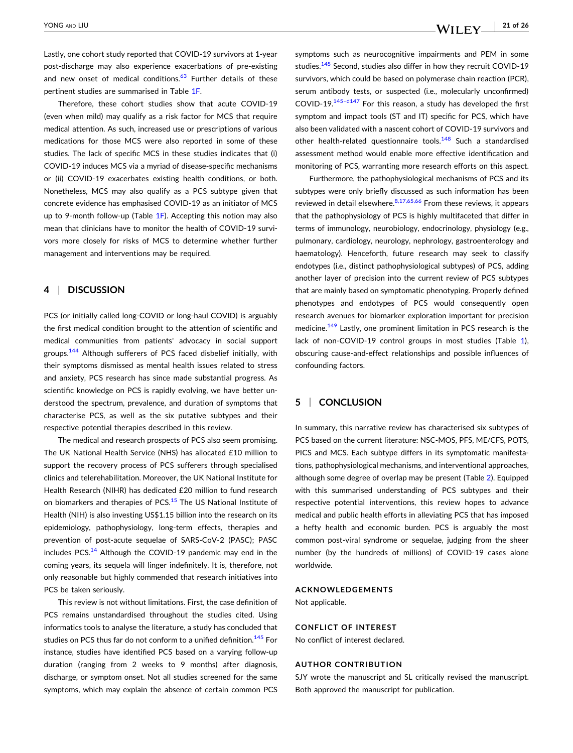Lastly, one cohort study reported that COVID-19 survivors at 1-year post-discharge may also experience exacerbations of pre-existing and new onset of medical conditions.[63] Further details of these pertinent studies are summarised in Table 1F.

Therefore, these cohort studies show that acute COVID-19 (even when mild) may qualify as a risk factor for MCS that require medical attention. As such, increased use or prescriptions of various medications for those MCS were also reported in some of these studies. The lack of specific MCS in these studies indicates that (i) COVID-19 induces MCS via a myriad of disease-specific mechanisms or (ii) COVID-19 exacerbates existing health conditions, or both. Nonetheless, MCS may also qualify as a PCS subtype given that concrete evidence has emphasised COVID-19 as an initiator of MCS up to 9-month follow-up (Table 1F). Accepting this notion may also mean that clinicians have to monitor the health of COVID-19 survivors more closely for risks of MCS to determine whether further management and interventions may be required.

## 4 | DISCUSSION

PCS (or initially called long-COVID or long-haul COVID) is arguably the first medical condition brought to the attention of scientific and medical communities from patients' advocacy in social support groups.[144] Although sufferers of PCS faced disbelief initially, with their symptoms dismissed as mental health issues related to stress and anxiety, PCS research has since made substantial progress. As scientific knowledge on PCS is rapidly evolving, we have better understood the spectrum, prevalence, and duration of symptoms that characterise PCS, as well as the six putative subtypes and their respective potential therapies described in this review.

The medical and research prospects of PCS also seem promising. The UK National Health Service (NHS) has allocated £10 million to support the recovery process of PCS sufferers through specialised clinics and telerehabilitation. Moreover, the UK National Institute for Health Research (NIHR) has dedicated £20 million to fund research on biomarkers and therapies of PCS.[15] The US National Institute of Health (NIH) is also investing US$1.15 billion into the research on its epidemiology, pathophysiology, long-term effects, therapies and prevention of post-acute sequelae of SARS-CoV-2 (PASC); PASC includes PCS.[14] Although the COVID-19 pandemic may end in the coming years, its sequela will linger indefinitely. It is, therefore, not only reasonable but highly commended that research initiatives into PCS be taken seriously.

This review is not without limitations. First, the case definition of PCS remains unstandardised throughout the studies cited. Using informatics tools to analyse the literature, a study has concluded that studies on PCS thus far do not conform to a unified definition.[145] For instance, studies have identified PCS based on a varying follow-up duration (ranging from 2 weeks to 9 months) after diagnosis, discharge, or symptom onset. Not all studies screened for the same symptoms, which may explain the absence of certain common PCS symptoms such as neurocognitive impairments and PEM in some studies.[145] Second, studies also differ in how they recruit COVID-19 survivors, which could be based on polymerase chain reaction (PCR), serum antibody tests, or suspected (i.e., molecularly unconfirmed) COVID-19.[145–d147] For this reason, a study has developed the first symptom and impact tools (ST and IT) specific for PCS, which have also been validated with a nascent cohort of COVID-19 survivors and other health-related questionnaire tools.[148] Such a standardised assessment method would enable more effective identification and monitoring of PCS, warranting more research efforts on this aspect.

Furthermore, the pathophysiological mechanisms of PCS and its subtypes were only briefly discussed as such information has been reviewed in detail elsewhere.[8,17,65,66] From these reviews, it appears that the pathophysiology of PCS is highly multifaceted that differ in terms of immunology, neurobiology, endocrinology, physiology (e.g., pulmonary, cardiology, neurology, nephrology, gastroenterology and haematology). Henceforth, future research may seek to classify endotypes (i.e., distinct pathophysiological subtypes) of PCS, adding another layer of precision into the current review of PCS subtypes that are mainly based on symptomatic phenotyping. Properly defined phenotypes and endotypes of PCS would consequently open research avenues for biomarker exploration important for precision medicine.[149] Lastly, one prominent limitation in PCS research is the lack of non-COVID-19 control groups in most studies (Table 1), obscuring cause-and-effect relationships and possible influences of confounding factors.

## 5 | CONCLUSION

In summary, this narrative review has characterised six subtypes of PCS based on the current literature: NSC-MOS, PFS, ME/CFS, POTS, PICS and MCS. Each subtype differs in its symptomatic manifestations, pathophysiological mechanisms, and interventional approaches, although some degree of overlap may be present (Table 2). Equipped with this summarised understanding of PCS subtypes and their respective potential interventions, this review hopes to advance medical and public health efforts in alleviating PCS that has imposed a hefty health and economic burden. PCS is arguably the most common post-viral syndrome or sequelae, judging from the sheer number (by the hundreds of millions) of COVID-19 cases alone worldwide.

### ACKNOWLEDGEMENTS

Not applicable.

### CONFLICT OF INTEREST

No conflict of interest declared.

### AUTHOR CONTRIBUTION

SJY wrote the manuscript and SL critically revised the manuscript. Both approved the manuscript for publication.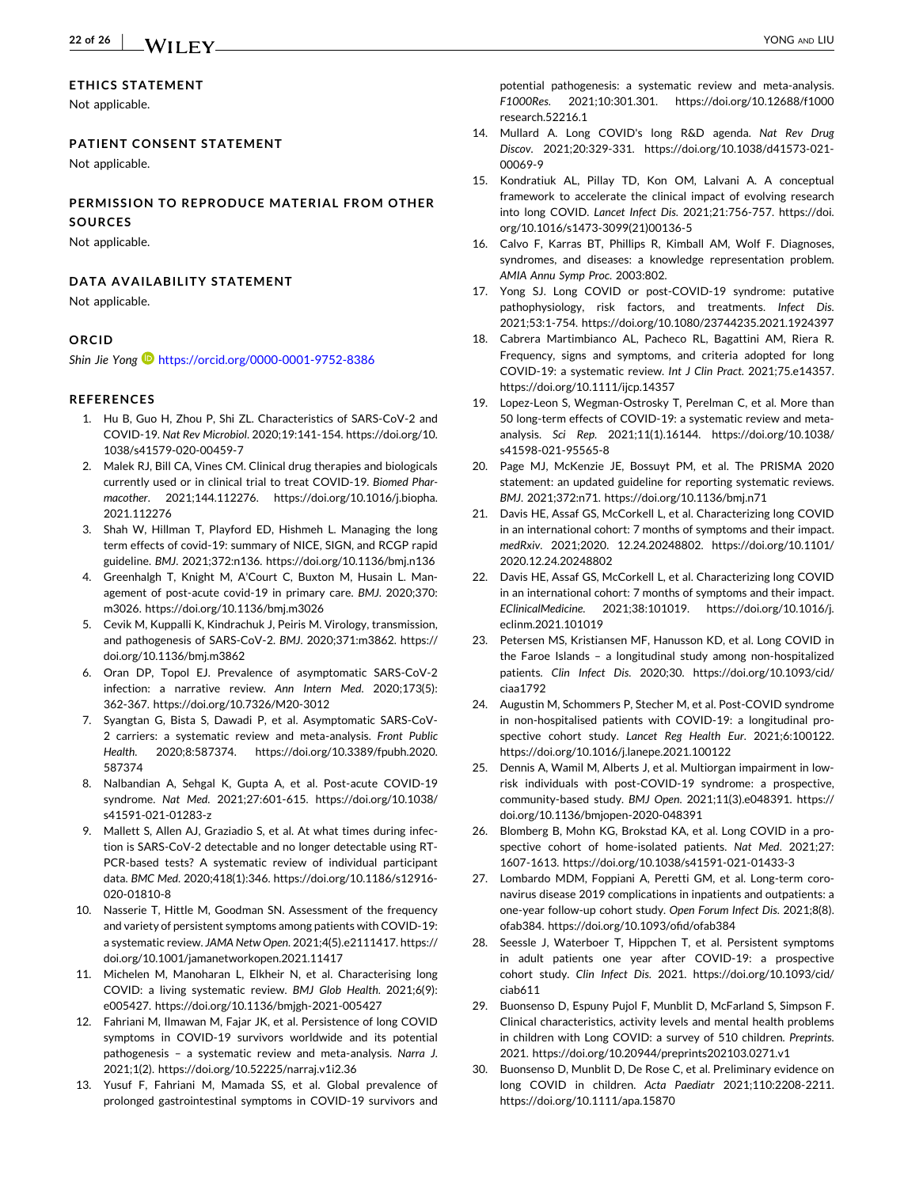## ETHICS STATEMENT

Not applicable.

## PATIENT CONSENT STATEMENT

Not applicable.

## PERMISSION TO REPRODUCE MATERIAL FROM OTHER SOURCES

Not applicable.

## DATA AVAILABILITY STATEMENT

Not applicable.

## ORCID

*Shin Jie Yong* https://orcid.org/0000-0001-9752-8386

## REFERENCES

1. Hu B, Guo H, Zhou P, Shi ZL. Characteristics of SARS-CoV-2 and COVID-19. *Nat Rev Microbiol*. 2020;19:141-154. https://doi.org/10.1038/s41579-020-00459-7
2. Malek RJ, Bill CA, Vines CM. Clinical drug therapies and biologicals currently used or in clinical trial to treat COVID-19. *Biomed Pharmacother*. 2021;144.112276. https://doi.org/10.1016/j.biopha.2021.112276
3. Shah W, Hillman T, Playford ED, Hishmeh L. Managing the long term effects of covid-19: summary of NICE, SIGN, and RCGP rapid guideline. *BMJ*. 2021;372:n136. https://doi.org/10.1136/bmj.n136
4. Greenhalgh T, Knight M, A'Court C, Buxton M, Husain L. Management of post-acute covid-19 in primary care. *BMJ*. 2020;370:m3026. https://doi.org/10.1136/bmj.m3026
5. Cevik M, Kuppalli K, Kindrachuk J, Peiris M. Virology, transmission, and pathogenesis of SARS-CoV-2. *BMJ*. 2020;371:m3862. https://doi.org/10.1136/bmj.m3862
6. Oran DP, Topol EJ. Prevalence of asymptomatic SARS-CoV-2 infection: a narrative review. *Ann Intern Med*. 2020;173(5):362-367. https://doi.org/10.7326/M20-3012
7. Syangtan G, Bista S, Dawadi P, et al. Asymptomatic SARS-CoV-2 carriers: a systematic review and meta-analysis. *Front Public Health*. 2020;8:587374. https://doi.org/10.3389/fpubh.2020.587374
8. Nalbandian A, Sehgal K, Gupta A, et al. Post-acute COVID-19 syndrome. *Nat Med*. 2021;27:601-615. https://doi.org/10.1038/s41591-021-01283-z
9. Mallett S, Allen AJ, Graziadio S, et al. At what times during infection is SARS-CoV-2 detectable and no longer detectable using RT-PCR-based tests? A systematic review of individual participant data. *BMC Med*. 2020;418(1):346. https://doi.org/10.1186/s12916-020-01810-8
10. Nasserie T, Hittle M, Goodman SN. Assessment of the frequency and variety of persistent symptoms among patients with COVID-19: a systematic review. *JAMA Netw Open*. 2021;4(5).e2111417. https://doi.org/10.1001/jamanetworkopen.2021.11417
11. Michelen M, Manoharan L, Elkheir N, et al. Characterising long COVID: a living systematic review. *BMJ Glob Health*. 2021;6(9):e005427. https://doi.org/10.1136/bmjgh-2021-005427
12. Fahriani M, Ilmawan M, Fajar JK, et al. Persistence of long COVID symptoms in COVID-19 survivors worldwide and its potential pathogenesis – a systematic review and meta-analysis. *Narra J*. 2021;1(2). https://doi.org/10.52225/narraj.v1i2.36
13. Yusuf F, Fahriani M, Mamada SS, et al. Global prevalence of prolonged gastrointestinal symptoms in COVID-19 survivors and potential pathogenesis: a systematic review and meta-analysis. *F1000Res*. 2021;10:301.301. https://doi.org/10.12688/f1000research.52216.1
14. Mullard A. Long COVID's long R&D agenda. *Nat Rev Drug Discov*. 2021;20:329-331. https://doi.org/10.1038/d41573-021-00069-9
15. Kondratiuk AL, Pillay TD, Kon OM, Lalvani A. A conceptual framework to accelerate the clinical impact of evolving research into long COVID. *Lancet Infect Dis*. 2021;21:756-757. https://doi.org/10.1016/s1473-3099(21)00136-5
16. Calvo F, Karras BT, Phillips R, Kimball AM, Wolf F. Diagnoses, syndromes, and diseases: a knowledge representation problem. *AMIA Annu Symp Proc*. 2003:802.
17. Yong SJ. Long COVID or post-COVID-19 syndrome: putative pathophysiology, risk factors, and treatments. *Infect Dis*. 2021;53:1-754. https://doi.org/10.1080/23744235.2021.1924397
18. Cabrera Martimbianco AL, Pacheco RL, Bagattini AM, Riera R. Frequency, signs and symptoms, and criteria adopted for long COVID-19: a systematic review. *Int J Clin Pract*. 2021;75.e14357. https://doi.org/10.1111/ijcp.14357
19. Lopez-Leon S, Wegman-Ostrosky T, Perelman C, et al. More than 50 long-term effects of COVID-19: a systematic review and meta-analysis. *Sci Rep*. 2021;11(1).16144. https://doi.org/10.1038/s41598-021-95565-8
20. Page MJ, McKenzie JE, Bossuyt PM, et al. The PRISMA 2020 statement: an updated guideline for reporting systematic reviews. *BMJ*. 2021;372:n71. https://doi.org/10.1136/bmj.n71
21. Davis HE, Assaf GS, McCorkell L, et al. Characterizing long COVID in an international cohort: 7 months of symptoms and their impact. *medRxiv*. 2021;2020. 12.24.20248802. https://doi.org/10.1101/2020.12.24.20248802
22. Davis HE, Assaf GS, McCorkell L, et al. Characterizing long COVID in an international cohort: 7 months of symptoms and their impact. *EClinicalMedicine*. 2021;38:101019. https://doi.org/10.1016/j.eclinm.2021.101019
23. Petersen MS, Kristiansen MF, Hanusson KD, et al. Long COVID in the Faroe Islands – a longitudinal study among non-hospitalized patients. *Clin Infect Dis*. 2020;30. https://doi.org/10.1093/cid/ciaa1792
24. Augustin M, Schommers P, Stecher M, et al. Post-COVID syndrome in non-hospitalised patients with COVID-19: a longitudinal prospective cohort study. *Lancet Reg Health Eur*. 2021;6:100122. https://doi.org/10.1016/j.lanepe.2021.100122
25. Dennis A, Wamil M, Alberts J, et al. Multiorgan impairment in low-risk individuals with post-COVID-19 syndrome: a prospective, community-based study. *BMJ Open*. 2021;11(3).e048391. https://doi.org/10.1136/bmjopen-2020-048391
26. Blomberg B, Mohn KG, Brokstad KA, et al. Long COVID in a prospective cohort of home-isolated patients. *Nat Med*. 2021;27:1607-1613. https://doi.org/10.1038/s41591-021-01433-3
27. Lombardo MDM, Foppiani A, Peretti GM, et al. Long-term coronavirus disease 2019 complications in inpatients and outpatients: a one-year follow-up cohort study. *Open Forum Infect Dis*. 2021;8(8). ofab384. https://doi.org/10.1093/ofid/ofab384
28. Seessle J, Waterboer T, Hippchen T, et al. Persistent symptoms in adult patients one year after COVID-19: a prospective cohort study. *Clin Infect Dis*. 2021. https://doi.org/10.1093/cid/ciab611
29. Buonsenso D, Espuny Pujol F, Munblit D, McFarland S, Simpson F. Clinical characteristics, activity levels and mental health problems in children with Long COVID: a survey of 510 children. *Preprints*. 2021. https://doi.org/10.20944/preprints202103.0271.v1
30. Buonsenso D, Munblit D, De Rose C, et al. Preliminary evidence on long COVID in children. *Acta Paediatr* 2021;110:2208-2211. https://doi.org/10.1111/apa.15870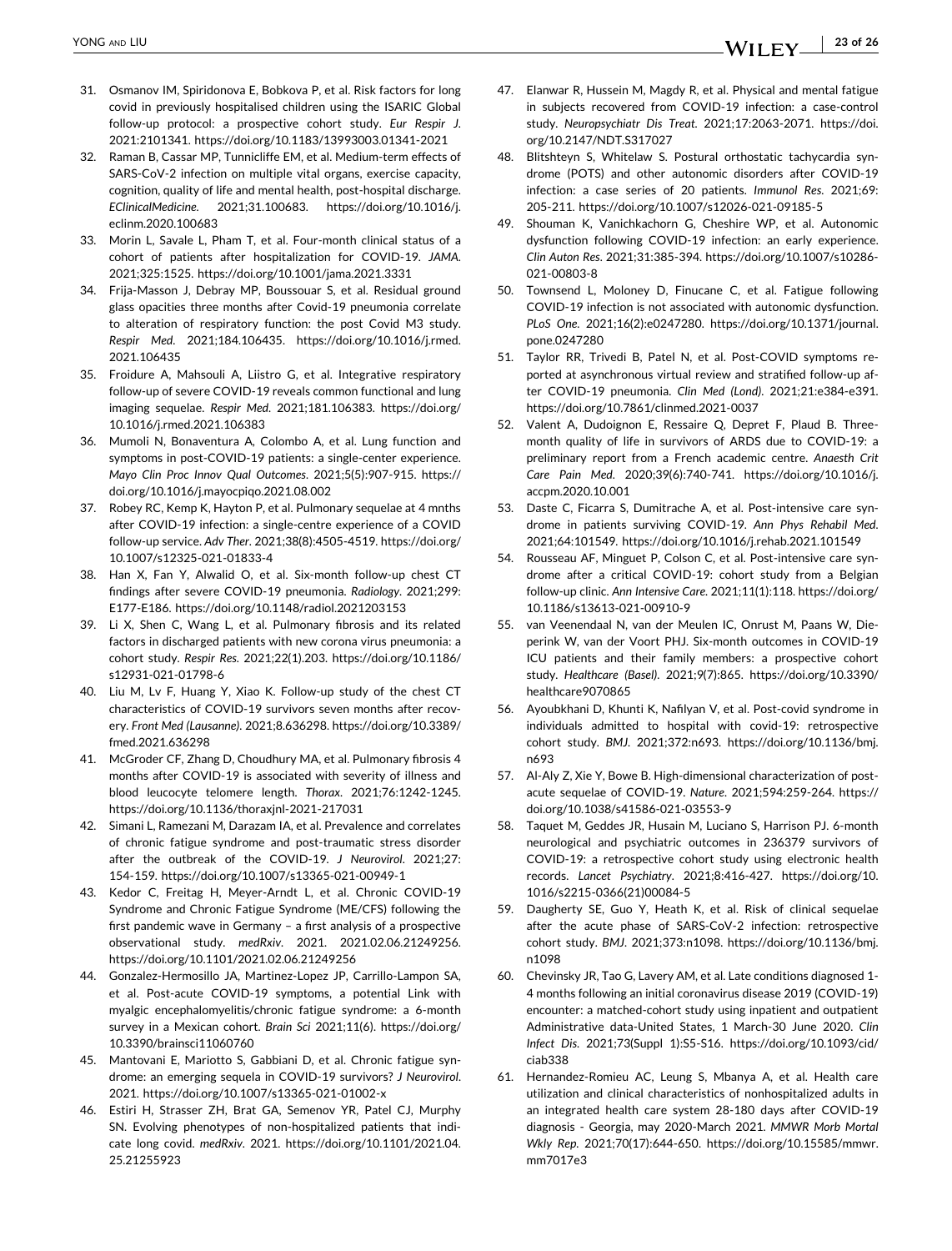31. Osmanov IM, Spiridonova E, Bobkova P, et al. Risk factors for long covid in previously hospitalised children using the ISARIC Global follow-up protocol: a prospective cohort study. *Eur Respir J*. 2021:2101341. https://doi.org/10.1183/13993003.01341-2021
32. Raman B, Cassar MP, Tunnicliffe EM, et al. Medium-term effects of SARS-CoV-2 infection on multiple vital organs, exercise capacity, cognition, quality of life and mental health, post-hospital discharge. *EClinicalMedicine*. 2021;31.100683. https://doi.org/10.1016/j.eclinm.2020.100683
33. Morin L, Savale L, Pham T, et al. Four-month clinical status of a cohort of patients after hospitalization for COVID-19. *JAMA*. 2021;325:1525. https://doi.org/10.1001/jama.2021.3331
34. Frija-Masson J, Debray MP, Boussouar S, et al. Residual ground glass opacities three months after Covid-19 pneumonia correlate to alteration of respiratory function: the post Covid M3 study. *Respir Med*. 2021;184.106435. https://doi.org/10.1016/j.rmed.2021.106435
35. Froidure A, Mahsouli A, Liistro G, et al. Integrative respiratory follow-up of severe COVID-19 reveals common functional and lung imaging sequelae. *Respir Med*. 2021;181.106383. https://doi.org/10.1016/j.rmed.2021.106383
36. Mumoli N, Bonaventura A, Colombo A, et al. Lung function and symptoms in post-COVID-19 patients: a single-center experience. *Mayo Clin Proc Innov Qual Outcomes*. 2021;5(5):907-915. https://doi.org/10.1016/j.mayocpiqo.2021.08.002
37. Robey RC, Kemp K, Hayton P, et al. Pulmonary sequelae at 4 mnths after COVID-19 infection: a single-centre experience of a COVID follow-up service. *Adv Ther*. 2021;38(8):4505-4519. https://doi.org/10.1007/s12325-021-01833-4
38. Han X, Fan Y, Alwalid O, et al. Six-month follow-up chest CT findings after severe COVID-19 pneumonia. *Radiology*. 2021;299:E177-E186. https://doi.org/10.1148/radiol.2021203153
39. Li X, Shen C, Wang L, et al. Pulmonary fibrosis and its related factors in discharged patients with new corona virus pneumonia: a cohort study. *Respir Res*. 2021;22(1).203. https://doi.org/10.1186/s12931-021-01798-6
40. Liu M, Lv F, Huang Y, Xiao K. Follow-up study of the chest CT characteristics of COVID-19 survivors seven months after recovery. *Front Med (Lausanne)*. 2021;8.636298. https://doi.org/10.3389/fmed.2021.636298
41. McGroder CF, Zhang D, Choudhury MA, et al. Pulmonary fibrosis 4 months after COVID-19 is associated with severity of illness and blood leucocyte telomere length. *Thorax*. 2021;76:1242-1245. https://doi.org/10.1136/thoraxjnl-2021-217031
42. Simani L, Ramezani M, Darazam IA, et al. Prevalence and correlates of chronic fatigue syndrome and post-traumatic stress disorder after the outbreak of the COVID-19. *J Neurovirol*. 2021;27:154-159. https://doi.org/10.1007/s13365-021-00949-1
43. Kedor C, Freitag H, Meyer-Arndt L, et al. Chronic COVID-19 Syndrome and Chronic Fatigue Syndrome (ME/CFS) following the first pandemic wave in Germany – a first analysis of a prospective observational study. *medRxiv*. 2021. 2021.02.06.21249256. https://doi.org/10.1101/2021.02.06.21249256
44. Gonzalez-Hermosillo JA, Martinez-Lopez JP, Carrillo-Lampon SA, et al. Post-acute COVID-19 symptoms, a potential Link with myalgic encephalomyelitis/chronic fatigue syndrome: a 6-month survey in a Mexican cohort. *Brain Sci* 2021;11(6). https://doi.org/10.3390/brainsci11060760
45. Mantovani E, Mariotto S, Gabbiani D, et al. Chronic fatigue syndrome: an emerging sequela in COVID-19 survivors? *J Neurovirol*. 2021. https://doi.org/10.1007/s13365-021-01002-x
46. Estiri H, Strasser ZH, Brat GA, Semenov YR, Patel CJ, Murphy SN. Evolving phenotypes of non-hospitalized patients that indicate long covid. *medRxiv*. 2021. https://doi.org/10.1101/2021.04.25.21255923
47. Elanwar R, Hussein M, Magdy R, et al. Physical and mental fatigue in subjects recovered from COVID-19 infection: a case-control study. *Neuropsychiatr Dis Treat*. 2021;17:2063-2071. https://doi.org/10.2147/NDT.S317027
48. Blitshteyn S, Whitelaw S. Postural orthostatic tachycardia syndrome (POTS) and other autonomic disorders after COVID-19 infection: a case series of 20 patients. *Immunol Res*. 2021;69:205-211. https://doi.org/10.1007/s12026-021-09185-5
49. Shouman K, Vanichkachorn G, Cheshire WP, et al. Autonomic dysfunction following COVID-19 infection: an early experience. *Clin Auton Res*. 2021;31:385-394. https://doi.org/10.1007/s10286-021-00803-8
50. Townsend L, Moloney D, Finucane C, et al. Fatigue following COVID-19 infection is not associated with autonomic dysfunction. *PLoS One*. 2021;16(2):e0247280. https://doi.org/10.1371/journal.pone.0247280
51. Taylor RR, Trivedi B, Patel N, et al. Post-COVID symptoms reported at asynchronous virtual review and stratified follow-up after COVID-19 pneumonia. *Clin Med (Lond)*. 2021;21:e384-e391. https://doi.org/10.7861/clinmed.2021-0037
52. Valent A, Dudoignon E, Ressaire Q, Depret F, Plaud B. Three-month quality of life in survivors of ARDS due to COVID-19: a preliminary report from a French academic centre. *Anaesth Crit Care Pain Med*. 2020;39(6):740-741. https://doi.org/10.1016/j.accpm.2020.10.001
53. Daste C, Ficarra S, Dumitrache A, et al. Post-intensive care syndrome in patients surviving COVID-19. *Ann Phys Rehabil Med*. 2021;64:101549. https://doi.org/10.1016/j.rehab.2021.101549
54. Rousseau AF, Minguet P, Colson C, et al. Post-intensive care syndrome after a critical COVID-19: cohort study from a Belgian follow-up clinic. *Ann Intensive Care*. 2021;11(1):118. https://doi.org/10.1186/s13613-021-00910-9
55. van Veenendaal N, van der Meulen IC, Onrust M, Paans W, Dieperink W, van der Voort PHJ. Six-month outcomes in COVID-19 ICU patients and their family members: a prospective cohort study. *Healthcare (Basel)*. 2021;9(7):865. https://doi.org/10.3390/healthcare9070865
56. Ayoubkhani D, Khunti K, Nafilyan V, et al. Post-covid syndrome in individuals admitted to hospital with covid-19: retrospective cohort study. *BMJ*. 2021;372:n693. https://doi.org/10.1136/bmj.n693
57. Al-Aly Z, Xie Y, Bowe B. High-dimensional characterization of post-acute sequelae of COVID-19. *Nature*. 2021;594:259-264. https://doi.org/10.1038/s41586-021-03553-9
58. Taquet M, Geddes JR, Husain M, Luciano S, Harrison PJ. 6-month neurological and psychiatric outcomes in 236379 survivors of COVID-19: a retrospective cohort study using electronic health records. *Lancet Psychiatry*. 2021;8:416-427. https://doi.org/10.1016/s2215-0366(21)00084-5
59. Daugherty SE, Guo Y, Heath K, et al. Risk of clinical sequelae after the acute phase of SARS-CoV-2 infection: retrospective cohort study. *BMJ*. 2021;373:n1098. https://doi.org/10.1136/bmj.n1098
60. Chevinsky JR, Tao G, Lavery AM, et al. Late conditions diagnosed 1-4 months following an initial coronavirus disease 2019 (COVID-19) encounter: a matched-cohort study using inpatient and outpatient Administrative data-United States, 1 March-30 June 2020. *Clin Infect Dis*. 2021;73(Suppl 1):S5-S16. https://doi.org/10.1093/cid/ciab338
61. Hernandez-Romieu AC, Leung S, Mbanya A, et al. Health care utilization and clinical characteristics of nonhospitalized adults in an integrated health care system 28-180 days after COVID-19 diagnosis - Georgia, may 2020-March 2021. *MMWR Morb Mortal Wkly Rep*. 2021;70(17):644-650. https://doi.org/10.15585/mmwr.mm7017e3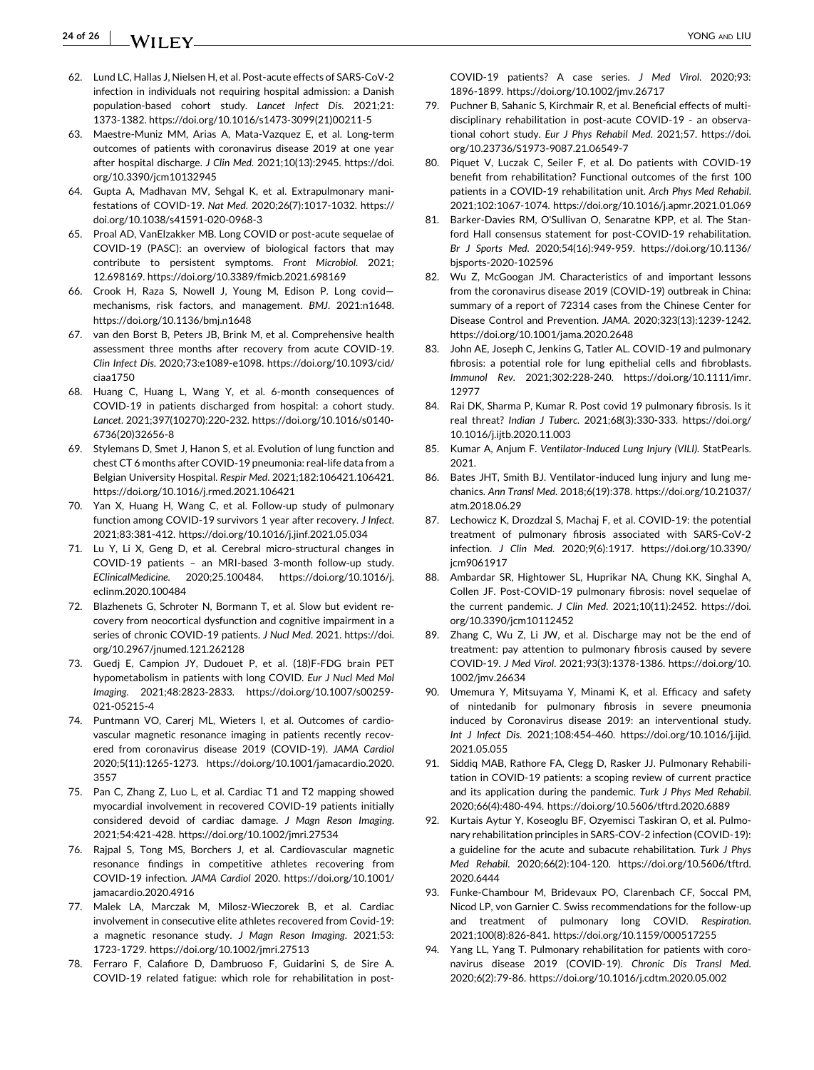62. Lund LC, Hallas J, Nielsen H, et al. Post-acute effects of SARS-CoV-2 infection in individuals not requiring hospital admission: a Danish population-based cohort study. *Lancet Infect Dis*. 2021;21: 1373-1382. https://doi.org/10.1016/s1473-3099(21)00211-5
63. Maestre-Muniz MM, Arias A, Mata-Vazquez E, et al. Long-term outcomes of patients with coronavirus disease 2019 at one year after hospital discharge. *J Clin Med*. 2021;10(13):2945. https://doi.org/10.3390/jcm10132945
64. Gupta A, Madhavan MV, Sehgal K, et al. Extrapulmonary manifestations of COVID-19. *Nat Med*. 2020;26(7):1017-1032. https://doi.org/10.1038/s41591-020-0968-3
65. Proal AD, VanElzakker MB. Long COVID or post-acute sequelae of COVID-19 (PASC): an overview of biological factors that may contribute to persistent symptoms. *Front Microbiol*. 2021; 12.698169. https://doi.org/10.3389/fmicb.2021.698169
66. Crook H, Raza S, Nowell J, Young M, Edison P. Long covid—mechanisms, risk factors, and management. *BMJ*. 2021:n1648. https://doi.org/10.1136/bmj.n1648
67. van den Borst B, Peters JB, Brink M, et al. Comprehensive health assessment three months after recovery from acute COVID-19. *Clin Infect Dis*. 2020;73:e1089-e1098. https://doi.org/10.1093/cid/ciaa1750
68. Huang C, Huang L, Wang Y, et al. 6-month consequences of COVID-19 in patients discharged from hospital: a cohort study. *Lancet*. 2021;397(10270):220-232. https://doi.org/10.1016/s0140-6736(20)32656-8
69. Stylemans D, Smet J, Hanon S, et al. Evolution of lung function and chest CT 6 months after COVID-19 pneumonia: real-life data from a Belgian University Hospital. *Respir Med*. 2021;182:106421.106421. https://doi.org/10.1016/j.rmed.2021.106421
70. Yan X, Huang H, Wang C, et al. Follow-up study of pulmonary function among COVID-19 survivors 1 year after recovery. *J Infect*. 2021;83:381-412. https://doi.org/10.1016/j.jinf.2021.05.034
71. Lu Y, Li X, Geng D, et al. Cerebral micro-structural changes in COVID-19 patients – an MRI-based 3-month follow-up study. *EClinicalMedicine*. 2020;25.100484. https://doi.org/10.1016/j.eclinm.2020.100484
72. Blazhenets G, Schroter N, Bormann T, et al. Slow but evident recovery from neocortical dysfunction and cognitive impairment in a series of chronic COVID-19 patients. *J Nucl Med*. 2021. https://doi.org/10.2967/jnumed.121.262128
73. Guedj E, Campion JY, Dudouet P, et al. (18)F-FDG brain PET hypometabolism in patients with long COVID. *Eur J Nucl Med Mol Imaging*. 2021;48:2823-2833. https://doi.org/10.1007/s00259-021-05215-4
74. Puntmann VO, Carerj ML, Wieters I, et al. Outcomes of cardiovascular magnetic resonance imaging in patients recently recovered from coronavirus disease 2019 (COVID-19). *JAMA Cardiol* 2020;5(11):1265-1273. https://doi.org/10.1001/jamacardio.2020.3557
75. Pan C, Zhang Z, Luo L, et al. Cardiac T1 and T2 mapping showed myocardial involvement in recovered COVID-19 patients initially considered devoid of cardiac damage. *J Magn Reson Imaging*. 2021;54:421-428. https://doi.org/10.1002/jmri.27534
76. Rajpal S, Tong MS, Borchers J, et al. Cardiovascular magnetic resonance findings in competitive athletes recovering from COVID-19 infection. *JAMA Cardiol* 2020. https://doi.org/10.1001/jamacardio.2020.4916
77. Malek LA, Marczak M, Milosz-Wieczorek B, et al. Cardiac involvement in consecutive elite athletes recovered from Covid-19: a magnetic resonance study. *J Magn Reson Imaging*. 2021;53: 1723-1729. https://doi.org/10.1002/jmri.27513
78. Ferraro F, Calafiore D, Dambruoso F, Guidarini S, de Sire A. COVID-19 related fatigue: which role for rehabilitation in post-COVID-19 patients? A case series. *J Med Virol*. 2020;93: 1896-1899. https://doi.org/10.1002/jmv.26717
79. Puchner B, Sahanic S, Kirchmair R, et al. Beneficial effects of multidisciplinary rehabilitation in post-acute COVID-19 - an observational cohort study. *Eur J Phys Rehabil Med*. 2021;57. https://doi.org/10.23736/S1973-9087.21.06549-7
80. Piquet V, Luczak C, Seiler F, et al. Do patients with COVID-19 benefit from rehabilitation? Functional outcomes of the first 100 patients in a COVID-19 rehabilitation unit. *Arch Phys Med Rehabil*. 2021;102:1067-1074. https://doi.org/10.1016/j.apmr.2021.01.069
81. Barker-Davies RM, O'Sullivan O, Senaratne KPP, et al. The Stanford Hall consensus statement for post-COVID-19 rehabilitation. *Br J Sports Med*. 2020;54(16):949-959. https://doi.org/10.1136/bjsports-2020-102596
82. Wu Z, McGoogan JM. Characteristics of and important lessons from the coronavirus disease 2019 (COVID-19) outbreak in China: summary of a report of 72314 cases from the Chinese Center for Disease Control and Prevention. *JAMA*. 2020;323(13):1239-1242. https://doi.org/10.1001/jama.2020.2648
83. John AE, Joseph C, Jenkins G, Tatler AL. COVID-19 and pulmonary fibrosis: a potential role for lung epithelial cells and fibroblasts. *Immunol Rev*. 2021;302:228-240. https://doi.org/10.1111/imr.12977
84. Rai DK, Sharma P, Kumar R. Post covid 19 pulmonary fibrosis. Is it real threat? *Indian J Tuberc*. 2021;68(3):330-333. https://doi.org/10.1016/j.ijtb.2020.11.003
85. Kumar A, Anjum F. *Ventilator-Induced Lung Injury (VILI)*. StatPearls. 2021.
86. Bates JHT, Smith BJ. Ventilator-induced lung injury and lung mechanics. *Ann Transl Med*. 2018;6(19):378. https://doi.org/10.21037/atm.2018.06.29
87. Lechowicz K, Drozdzal S, Machaj F, et al. COVID-19: the potential treatment of pulmonary fibrosis associated with SARS-CoV-2 infection. *J Clin Med*. 2020;9(6):1917. https://doi.org/10.3390/jcm9061917
88. Ambardar SR, Hightower SL, Huprikar NA, Chung KK, Singhal A, Collen JF. Post-COVID-19 pulmonary fibrosis: novel sequelae of the current pandemic. *J Clin Med*. 2021;10(11):2452. https://doi.org/10.3390/jcm10112452
89. Zhang C, Wu Z, Li JW, et al. Discharge may not be the end of treatment: pay attention to pulmonary fibrosis caused by severe COVID-19. *J Med Virol*. 2021;93(3):1378-1386. https://doi.org/10.1002/jmv.26634
90. Umemura Y, Mitsuyama Y, Minami K, et al. Efficacy and safety of nintedanib for pulmonary fibrosis in severe pneumonia induced by Coronavirus disease 2019: an interventional study. *Int J Infect Dis*. 2021;108:454-460. https://doi.org/10.1016/j.ijid.2021.05.055
91. Siddiq MAB, Rathore FA, Clegg D, Rasker JJ. Pulmonary Rehabilitation in COVID-19 patients: a scoping review of current practice and its application during the pandemic. *Turk J Phys Med Rehabil*. 2020;66(4):480-494. https://doi.org/10.5606/tftrd.2020.6889
92. Kurtais Aytur Y, Koseoglu BF, Ozyemisci Taskiran O, et al. Pulmonary rehabilitation principles in SARS-COV-2 infection (COVID-19): a guideline for the acute and subacute rehabilitation. *Turk J Phys Med Rehabil*. 2020;66(2):104-120. https://doi.org/10.5606/tftrd.2020.6444
93. Funke-Chambour M, Bridevaux PO, Clarenbach CF, Soccal PM, Nicod LP, von Garnier C. Swiss recommendations for the follow-up and treatment of pulmonary long COVID. *Respiration*. 2021;100(8):826-841. https://doi.org/10.1159/000517255
94. Yang LL, Yang T. Pulmonary rehabilitation for patients with coronavirus disease 2019 (COVID-19). *Chronic Dis Transl Med*. 2020;6(2):79-86. https://doi.org/10.1016/j.cdtm.2020.05.002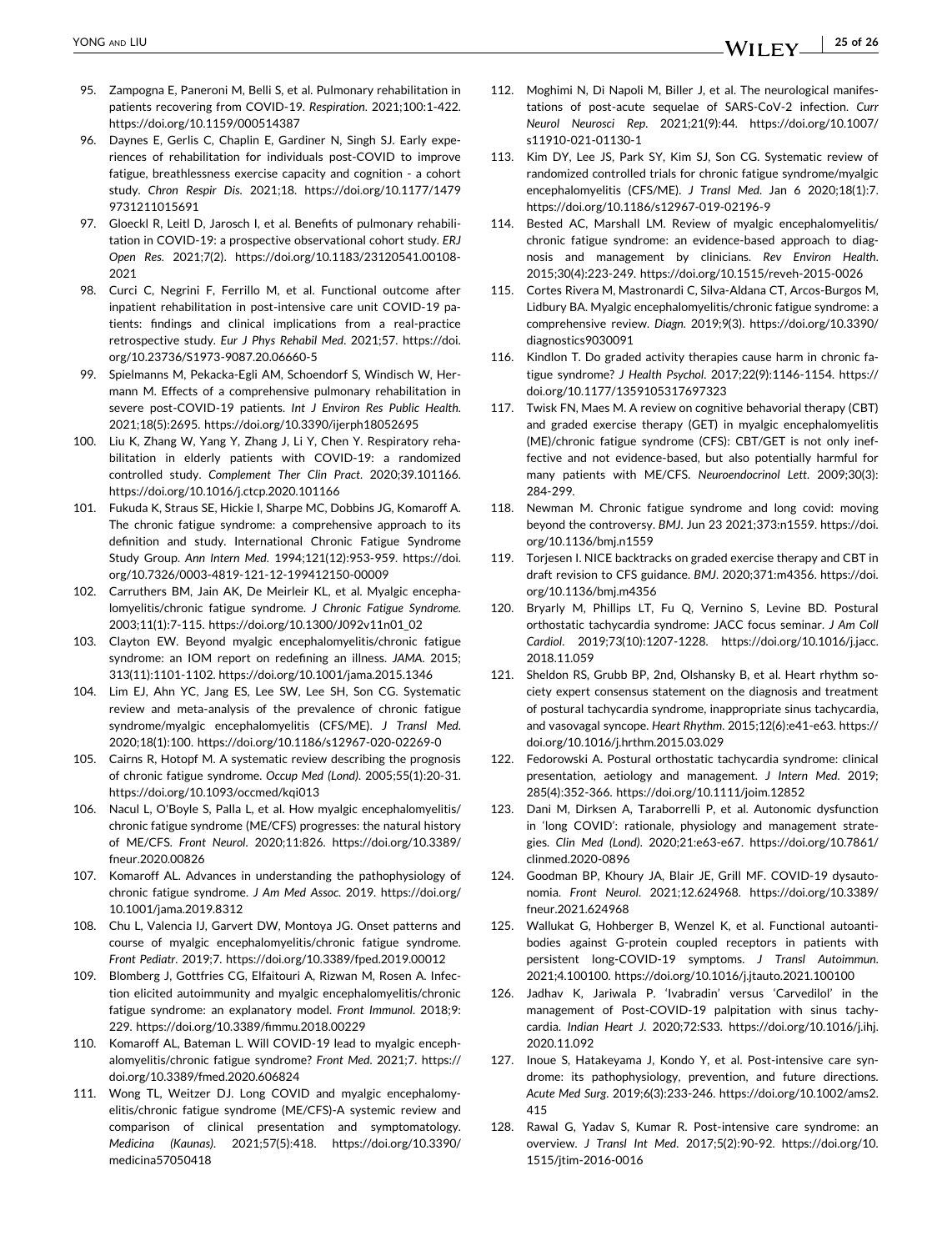95. Zampogna E, Paneroni M, Belli S, et al. Pulmonary rehabilitation in patients recovering from COVID-19. *Respiration*. 2021;100:1-422. https://doi.org/10.1159/000514387
96. Daynes E, Gerlis C, Chaplin E, Gardiner N, Singh SJ. Early experiences of rehabilitation for individuals post-COVID to improve fatigue, breathlessness exercise capacity and cognition - a cohort study. *Chron Respir Dis*. 2021;18. https://doi.org/10.1177/14799731211015691
97. Gloeckl R, Leitl D, Jarosch I, et al. Benefits of pulmonary rehabilitation in COVID-19: a prospective observational cohort study. *ERJ Open Res*. 2021;7(2). https://doi.org/10.1183/23120541.00108-2021
98. Curci C, Negrini F, Ferrillo M, et al. Functional outcome after inpatient rehabilitation in post-intensive care unit COVID-19 patients: findings and clinical implications from a real-practice retrospective study. *Eur J Phys Rehabil Med*. 2021;57. https://doi.org/10.23736/S1973-9087.20.06660-5
99. Spielmanns M, Pekacka-Egli AM, Schoendorf S, Windisch W, Hermann M. Effects of a comprehensive pulmonary rehabilitation in severe post-COVID-19 patients. *Int J Environ Res Public Health*. 2021;18(5):2695. https://doi.org/10.3390/ijerph18052695
100. Liu K, Zhang W, Yang Y, Zhang J, Li Y, Chen Y. Respiratory rehabilitation in elderly patients with COVID-19: a randomized controlled study. *Complement Ther Clin Pract*. 2020;39.101166. https://doi.org/10.1016/j.ctcp.2020.101166
101. Fukuda K, Straus SE, Hickie I, Sharpe MC, Dobbins JG, Komaroff A. The chronic fatigue syndrome: a comprehensive approach to its definition and study. International Chronic Fatigue Syndrome Study Group. *Ann Intern Med*. 1994;121(12):953-959. https://doi.org/10.7326/0003-4819-121-12-199412150-00009
102. Carruthers BM, Jain AK, De Meirleir KL, et al. Myalgic encephalomyelitis/chronic fatigue syndrome. *J Chronic Fatigue Syndrome*. 2003;11(1):7-115. https://doi.org/10.1300/J092v11n01_02
103. Clayton EW. Beyond myalgic encephalomyelitis/chronic fatigue syndrome: an IOM report on redefining an illness. *JAMA*. 2015;313(11):1101-1102. https://doi.org/10.1001/jama.2015.1346
104. Lim EJ, Ahn YC, Jang ES, Lee SW, Lee SH, Son CG. Systematic review and meta-analysis of the prevalence of chronic fatigue syndrome/myalgic encephalomyelitis (CFS/ME). *J Transl Med*. 2020;18(1):100. https://doi.org/10.1186/s12967-020-02269-0
105. Cairns R, Hotopf M. A systematic review describing the prognosis of chronic fatigue syndrome. *Occup Med (Lond)*. 2005;55(1):20-31. https://doi.org/10.1093/occmed/kqi013
106. Nacul L, O'Boyle S, Palla L, et al. How myalgic encephalomyelitis/chronic fatigue syndrome (ME/CFS) progresses: the natural history of ME/CFS. *Front Neurol*. 2020;11:826. https://doi.org/10.3389/fneur.2020.00826
107. Komaroff AL. Advances in understanding the pathophysiology of chronic fatigue syndrome. *J Am Med Assoc*. 2019. https://doi.org/10.1001/jama.2019.8312
108. Chu L, Valencia IJ, Garvert DW, Montoya JG. Onset patterns and course of myalgic encephalomyelitis/chronic fatigue syndrome. *Front Pediatr*. 2019;7. https://doi.org/10.3389/fped.2019.00012
109. Blomberg J, Gottfries CG, Elfaitouri A, Rizwan M, Rosen A. Infection elicited autoimmunity and myalgic encephalomyelitis/chronic fatigue syndrome: an explanatory model. *Front Immunol*. 2018;9:229. https://doi.org/10.3389/fimmu.2018.00229
110. Komaroff AL, Bateman L. Will COVID-19 lead to myalgic encephalomyelitis/chronic fatigue syndrome? *Front Med*. 2021;7. https://doi.org/10.3389/fmed.2020.606824
111. Wong TL, Weitzer DJ. Long COVID and myalgic encephalomyelitis/chronic fatigue syndrome (ME/CFS)-A systemic review and comparison of clinical presentation and symptomatology. *Medicina (Kaunas)*. 2021;57(5):418. https://doi.org/10.3390/medicina57050418
112. Moghimi N, Di Napoli M, Biller J, et al. The neurological manifestations of post-acute sequelae of SARS-CoV-2 infection. *Curr Neurol Neurosci Rep*. 2021;21(9):44. https://doi.org/10.1007/s11910-021-01130-1
113. Kim DY, Lee JS, Park SY, Kim SJ, Son CG. Systematic review of randomized controlled trials for chronic fatigue syndrome/myalgic encephalomyelitis (CFS/ME). *J Transl Med*. Jan 6 2020;18(1):7. https://doi.org/10.1186/s12967-019-02196-9
114. Bested AC, Marshall LM. Review of myalgic encephalomyelitis/chronic fatigue syndrome: an evidence-based approach to diagnosis and management by clinicians. *Rev Environ Health*. 2015;30(4):223-249. https://doi.org/10.1515/reveh-2015-0026
115. Cortes Rivera M, Mastronardi C, Silva-Aldana CT, Arcos-Burgos M, Lidbury BA. Myalgic encephalomyelitis/chronic fatigue syndrome: a comprehensive review. *Diagn*. 2019;9(3). https://doi.org/10.3390/diagnostics9030091
116. Kindlon T. Do graded activity therapies cause harm in chronic fatigue syndrome? *J Health Psychol*. 2017;22(9):1146-1154. https://doi.org/10.1177/1359105317697323
117. Twisk FN, Maes M. A review on cognitive behavorial therapy (CBT) and graded exercise therapy (GET) in myalgic encephalomyelitis (ME)/chronic fatigue syndrome (CFS): CBT/GET is not only ineffective and not evidence-based, but also potentially harmful for many patients with ME/CFS. *Neuroendocrinol Lett*. 2009;30(3):284-299.
118. Newman M. Chronic fatigue syndrome and long covid: moving beyond the controversy. *BMJ*. Jun 23 2021;373:n1559. https://doi.org/10.1136/bmj.n1559
119. Torjesen I. NICE backtracks on graded exercise therapy and CBT in draft revision to CFS guidance. *BMJ*. 2020;371:m4356. https://doi.org/10.1136/bmj.m4356
120. Bryarly M, Phillips LT, Fu Q, Vernino S, Levine BD. Postural orthostatic tachycardia syndrome: JACC focus seminar. *J Am Coll Cardiol*. 2019;73(10):1207-1228. https://doi.org/10.1016/j.jacc.2018.11.059
121. Sheldon RS, Grubb BP, 2nd, Olshansky B, et al. Heart rhythm society expert consensus statement on the diagnosis and treatment of postural tachycardia syndrome, inappropriate sinus tachycardia, and vasovagal syncope. *Heart Rhythm*. 2015;12(6):e41-e63. https://doi.org/10.1016/j.hrthm.2015.03.029
122. Fedorowski A. Postural orthostatic tachycardia syndrome: clinical presentation, aetiology and management. *J Intern Med*. 2019;285(4):352-366. https://doi.org/10.1111/joim.12852
123. Dani M, Dirksen A, Taraborrelli P, et al. Autonomic dysfunction in 'long COVID': rationale, physiology and management strategies. *Clin Med (Lond)*. 2020;21:e63-e67. https://doi.org/10.7861/clinmed.2020-0896
124. Goodman BP, Khoury JA, Blair JE, Grill MF. COVID-19 dysautonomia. *Front Neurol*. 2021;12.624968. https://doi.org/10.3389/fneur.2021.624968
125. Wallukat G, Hohberger B, Wenzel K, et al. Functional autoantibodies against G-protein coupled receptors in patients with persistent long-COVID-19 symptoms. *J Transl Autoimmun*. 2021;4.100100. https://doi.org/10.1016/j.jtauto.2021.100100
126. Jadhav K, Jariwala P. 'Ivabradin' versus 'Carvedilol' in the management of Post-COVID-19 palpitation with sinus tachycardia. *Indian Heart J*. 2020;72:S33. https://doi.org/10.1016/j.ihj.2020.11.092
127. Inoue S, Hatakeyama J, Kondo Y, et al. Post-intensive care syndrome: its pathophysiology, prevention, and future directions. *Acute Med Surg*. 2019;6(3):233-246. https://doi.org/10.1002/ams2.415
128. Rawal G, Yadav S, Kumar R. Post-intensive care syndrome: an overview. *J Transl Int Med*. 2017;5(2):90-92. https://doi.org/10.1515/jtim-2016-0016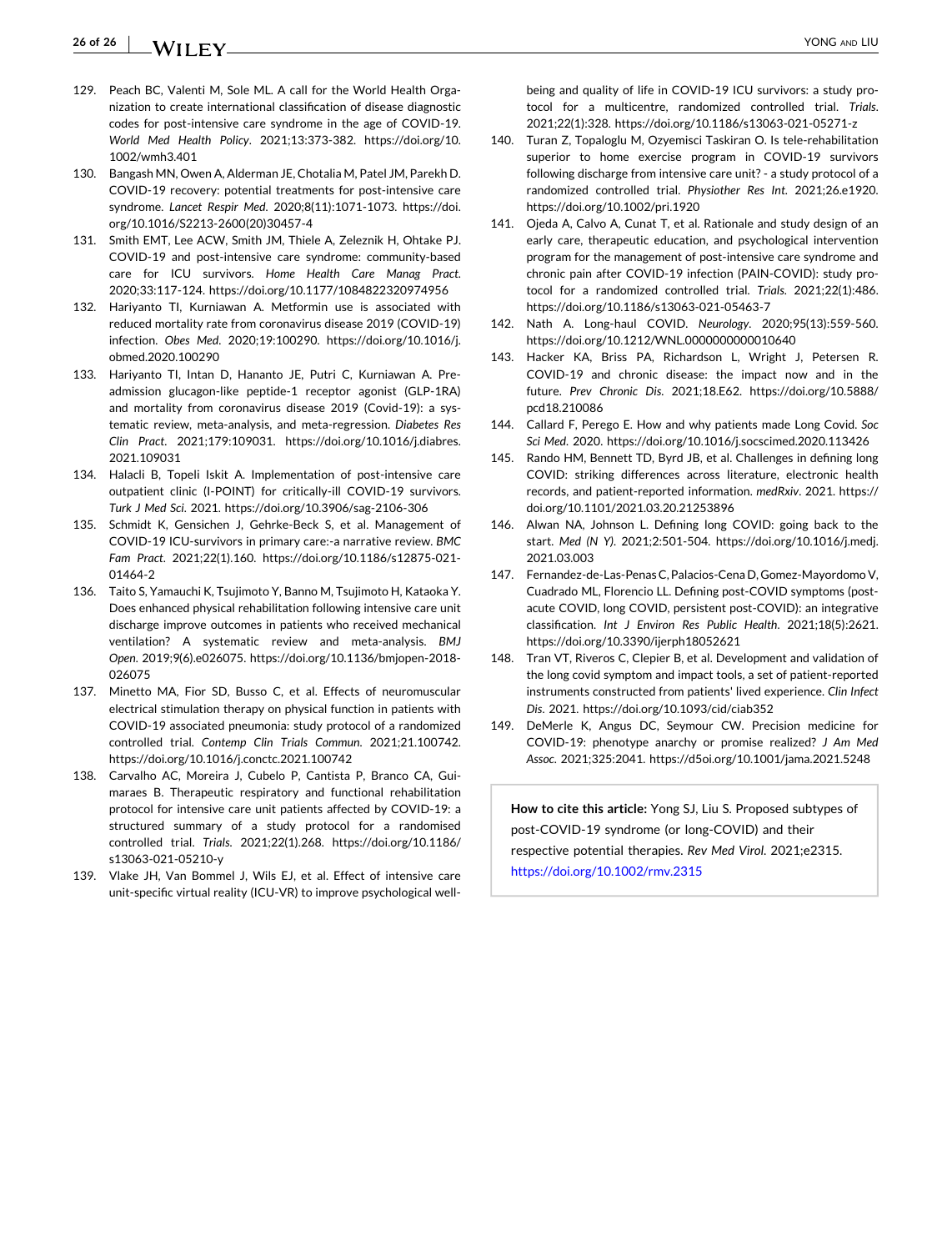129. Peach BC, Valenti M, Sole ML. A call for the World Health Organization to create international classification of disease diagnostic codes for post-intensive care syndrome in the age of COVID-19. *World Med Health Policy*. 2021;13:373-382. https://doi.org/10.1002/wmh3.401
130. Bangash MN, Owen A, Alderman JE, Chotalia M, Patel JM, Parekh D. COVID-19 recovery: potential treatments for post-intensive care syndrome. *Lancet Respir Med*. 2020;8(11):1071-1073. https://doi.org/10.1016/S2213-2600(20)30457-4
131. Smith EMT, Lee ACW, Smith JM, Thiele A, Zeleznik H, Ohtake PJ. COVID-19 and post-intensive care syndrome: community-based care for ICU survivors. *Home Health Care Manag Pract*. 2020;33:117-124. https://doi.org/10.1177/1084822320974956
132. Hariyanto TI, Kurniawan A. Metformin use is associated with reduced mortality rate from coronavirus disease 2019 (COVID-19) infection. *Obes Med*. 2020;19:100290. https://doi.org/10.1016/j.obmed.2020.100290
133. Hariyanto TI, Intan D, Hananto JE, Putri C, Kurniawan A. Pre-admission glucagon-like peptide-1 receptor agonist (GLP-1RA) and mortality from coronavirus disease 2019 (Covid-19): a systematic review, meta-analysis, and meta-regression. *Diabetes Res Clin Pract*. 2021;179:109031. https://doi.org/10.1016/j.diabres.2021.109031
134. Halacli B, Topeli Iskit A. Implementation of post-intensive care outpatient clinic (I-POINT) for critically-ill COVID-19 survivors. *Turk J Med Sci*. 2021. https://doi.org/10.3906/sag-2106-306
135. Schmidt K, Gensichen J, Gehrke-Beck S, et al. Management of COVID-19 ICU-survivors in primary care:-a narrative review. *BMC Fam Pract*. 2021;22(1).160. https://doi.org/10.1186/s12875-021-01464-2
136. Taito S, Yamauchi K, Tsujimoto Y, Banno M, Tsujimoto H, Kataoka Y. Does enhanced physical rehabilitation following intensive care unit discharge improve outcomes in patients who received mechanical ventilation? A systematic review and meta-analysis. *BMJ Open*. 2019;9(6).e026075. https://doi.org/10.1136/bmjopen-2018-026075
137. Minetto MA, Fior SD, Busso C, et al. Effects of neuromuscular electrical stimulation therapy on physical function in patients with COVID-19 associated pneumonia: study protocol of a randomized controlled trial. *Contemp Clin Trials Commun*. 2021;21.100742. https://doi.org/10.1016/j.conctc.2021.100742
138. Carvalho AC, Moreira J, Cubelo P, Cantista P, Branco CA, Guimaraes B. Therapeutic respiratory and functional rehabilitation protocol for intensive care unit patients affected by COVID-19: a structured summary of a study protocol for a randomised controlled trial. *Trials*. 2021;22(1).268. https://doi.org/10.1186/s13063-021-05210-y
139. Vlake JH, Van Bommel J, Wils EJ, et al. Effect of intensive care unit-specific virtual reality (ICU-VR) to improve psychological well-being and quality of life in COVID-19 ICU survivors: a study protocol for a multicentre, randomized controlled trial. *Trials*. 2021;22(1):328. https://doi.org/10.1186/s13063-021-05271-z
140. Turan Z, Topaloglu M, Ozyemisci Taskiran O. Is tele-rehabilitation superior to home exercise program in COVID-19 survivors following discharge from intensive care unit? - a study protocol of a randomized controlled trial. *Physiother Res Int*. 2021;26.e1920. https://doi.org/10.1002/pri.1920
141. Ojeda A, Calvo A, Cunat T, et al. Rationale and study design of an early care, therapeutic education, and psychological intervention program for the management of post-intensive care syndrome and chronic pain after COVID-19 infection (PAIN-COVID): study protocol for a randomized controlled trial. *Trials*. 2021;22(1):486. https://doi.org/10.1186/s13063-021-05463-7
142. Nath A. Long-haul COVID. *Neurology*. 2020;95(13):559-560. https://doi.org/10.1212/WNL.0000000000010640
143. Hacker KA, Briss PA, Richardson L, Wright J, Petersen R. COVID-19 and chronic disease: the impact now and in the future. *Prev Chronic Dis*. 2021;18.E62. https://doi.org/10.5888/pcd18.210086
144. Callard F, Perego E. How and why patients made Long Covid. *Soc Sci Med*. 2020. https://doi.org/10.1016/j.socscimed.2020.113426
145. Rando HM, Bennett TD, Byrd JB, et al. Challenges in defining long COVID: striking differences across literature, electronic health records, and patient-reported information. *medRxiv*. 2021. https://doi.org/10.1101/2021.03.20.21253896
146. Alwan NA, Johnson L. Defining long COVID: going back to the start. *Med (N Y)*. 2021;2:501-504. https://doi.org/10.1016/j.medj.2021.03.003
147. Fernandez-de-Las-Penas C, Palacios-Cena D, Gomez-Mayordomo V, Cuadrado ML, Florencio LL. Defining post-COVID symptoms (post-acute COVID, long COVID, persistent post-COVID): an integrative classification. *Int J Environ Res Public Health*. 2021;18(5):2621. https://doi.org/10.3390/ijerph18052621
148. Tran VT, Riveros C, Clepier B, et al. Development and validation of the long covid symptom and impact tools, a set of patient-reported instruments constructed from patients' lived experience. *Clin Infect Dis*. 2021. https://doi.org/10.1093/cid/ciab352
149. DeMerle K, Angus DC, Seymour CW. Precision medicine for COVID-19: phenotype anarchy or promise realized? *J Am Med Assoc*. 2021;325:2041. https://d5oi.org/10.1001/jama.2021.5248

**How to cite this article:** Yong SJ, Liu S. Proposed subtypes of post-COVID-19 syndrome (or long-COVID) and their respective potential therapies. *Rev Med Virol*. 2021;e2315. https://doi.org/10.1002/rmv.2315